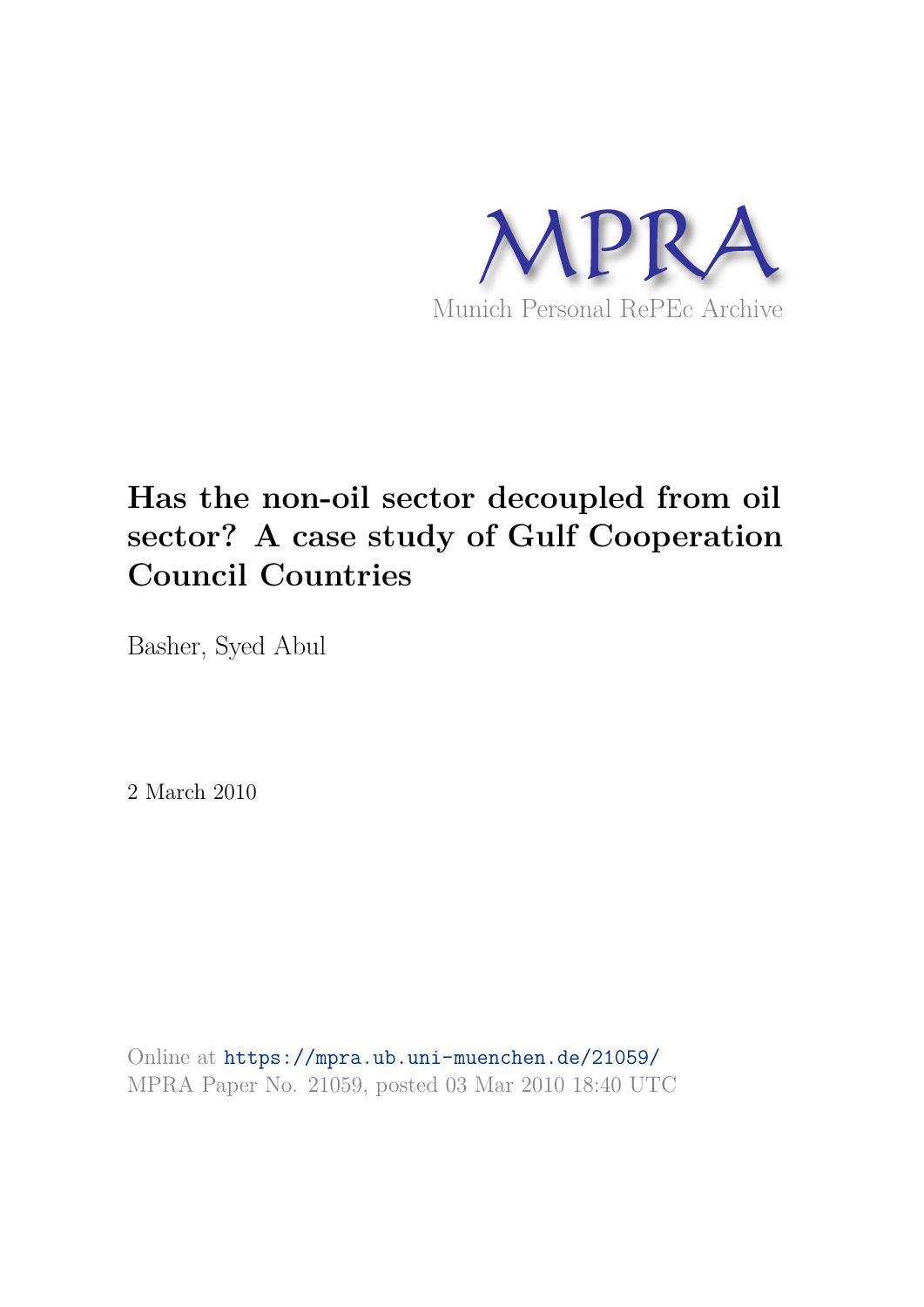MPRA

Munich Personal RePEc Archive

# Has the non-oil sector decoupled from oil sector? A case study of Gulf Cooperation Council Countries

Basher, Syed Abul

2 March 2010

Online at https://mpra.ub.uni-muenchen.de/21059/
MPRA Paper No. 21059, posted 03 Mar 2010 18:40 UTC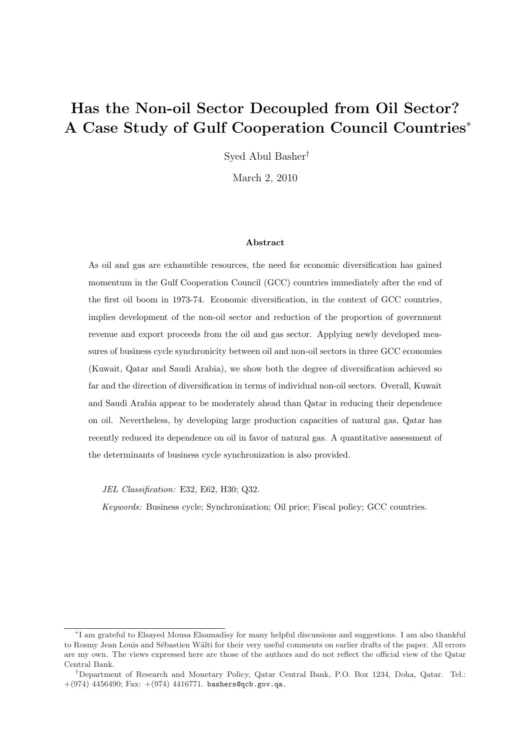# Has the Non-oil Sector Decoupled from Oil Sector? A Case Study of Gulf Cooperation Council Countries*

Syed Abul Basher†

March 2, 2010

### Abstract

As oil and gas are exhaustible resources, the need for economic diversification has gained momentum in the Gulf Cooperation Council (GCC) countries immediately after the end of the first oil boom in 1973-74. Economic diversification, in the context of GCC countries, implies development of the non-oil sector and reduction of the proportion of government revenue and export proceeds from the oil and gas sector. Applying newly developed measures of business cycle synchronicity between oil and non-oil sectors in three GCC economies (Kuwait, Qatar and Saudi Arabia), we show both the degree of diversification achieved so far and the direction of diversification in terms of individual non-oil sectors. Overall, Kuwait and Saudi Arabia appear to be moderately ahead than Qatar in reducing their dependence on oil. Nevertheless, by developing large production capacities of natural gas, Qatar has recently reduced its dependence on oil in favor of natural gas. A quantitative assessment of the determinants of business cycle synchronization is also provided.

*JEL Classification:* E32, E62, H30; Q32.

*Keywords:* Business cycle; Synchronization; Oil price; Fiscal policy; GCC countries.

---

*I am grateful to Elsayed Mousa Elsamadisy for many helpful discussions and suggestions. I am also thankful to Rosmy Jean Louis and Sébastien Wälti for their very useful comments on earlier drafts of the paper. All errors are my own. The views expressed here are those of the authors and do not reflect the official view of the Qatar Central Bank.

†Department of Research and Monetary Policy, Qatar Central Bank, P.O. Box 1234, Doha, Qatar. Tel.: +(974) 4456490; Fax: +(974) 4416771. bashers@qcb.gov.qa.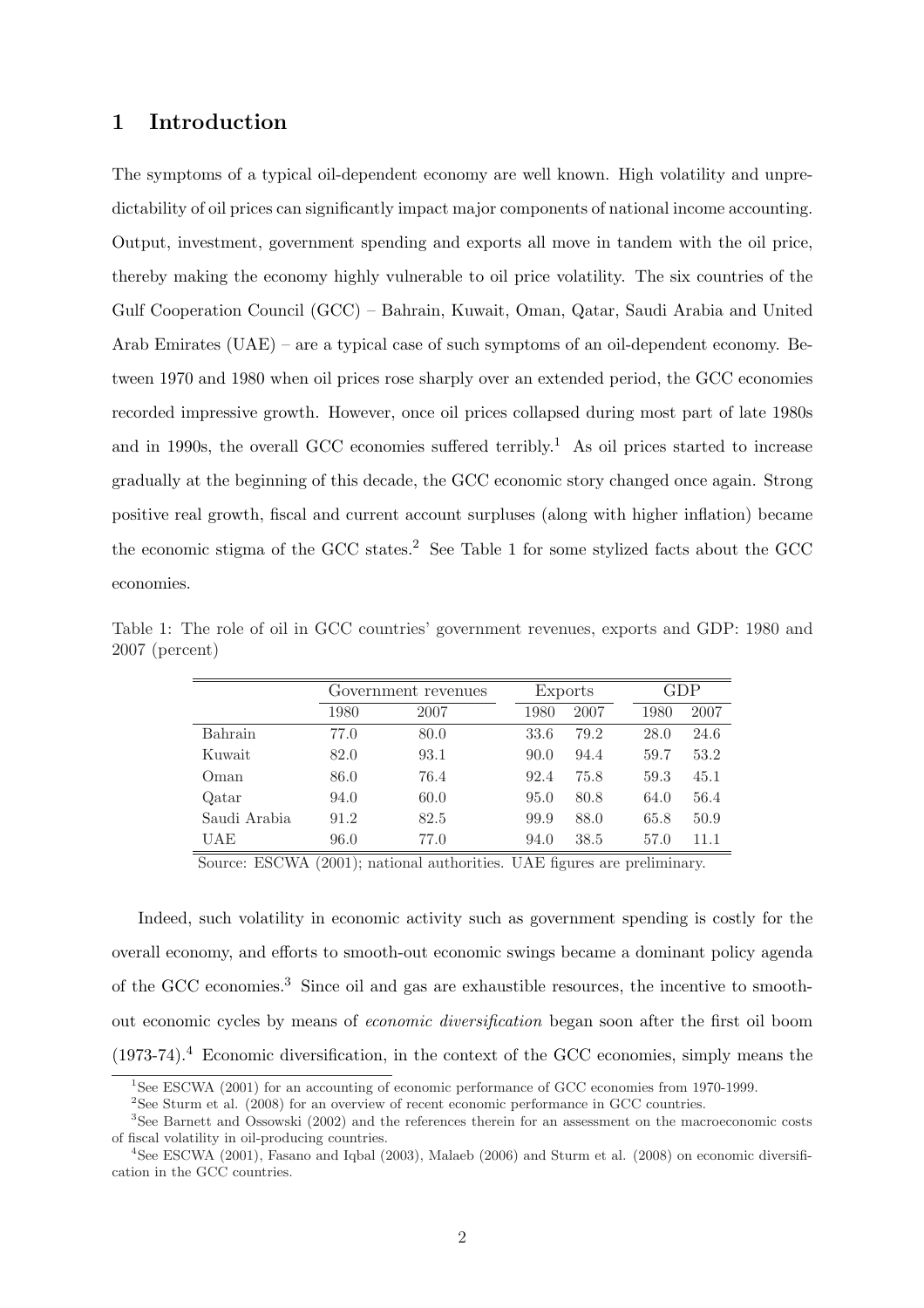# 1 Introduction

The symptoms of a typical oil-dependent economy are well known. High volatility and unpredictability of oil prices can significantly impact major components of national income accounting. Output, investment, government spending and exports all move in tandem with the oil price, thereby making the economy highly vulnerable to oil price volatility. The six countries of the Gulf Cooperation Council (GCC) – Bahrain, Kuwait, Oman, Qatar, Saudi Arabia and United Arab Emirates (UAE) – are a typical case of such symptoms of an oil-dependent economy. Between 1970 and 1980 when oil prices rose sharply over an extended period, the GCC economies recorded impressive growth. However, once oil prices collapsed during most part of late 1980s and in 1990s, the overall GCC economies suffered terribly.[1] As oil prices started to increase gradually at the beginning of this decade, the GCC economic story changed once again. Strong positive real growth, fiscal and current account surpluses (along with higher inflation) became the economic stigma of the GCC states.[2] See Table 1 for some stylized facts about the GCC economies.

Table 1: The role of oil in GCC countries' government revenues, exports and GDP: 1980 and 2007 (percent)

| | Government revenues | | Exports | | GDP | |
|---|---|---|---|---|---|---|
| | 1980 | 2007 | 1980 | 2007 | 1980 | 2007 |
| Bahrain | 77.0 | 80.0 | 33.6 | 79.2 | 28.0 | 24.6 |
| Kuwait | 82.0 | 93.1 | 90.0 | 94.4 | 59.7 | 53.2 |
| Oman | 86.0 | 76.4 | 92.4 | 75.8 | 59.3 | 45.1 |
| Qatar | 94.0 | 60.0 | 95.0 | 80.8 | 64.0 | 56.4 |
| Saudi Arabia | 91.2 | 82.5 | 99.9 | 88.0 | 65.8 | 50.9 |
| UAE | 96.0 | 77.0 | 94.0 | 38.5 | 57.0 | 11.1 |

Source: ESCWA (2001); national authorities. UAE figures are preliminary.

Indeed, such volatility in economic activity such as government spending is costly for the overall economy, and efforts to smooth-out economic swings became a dominant policy agenda of the GCC economies.[3] Since oil and gas are exhaustible resources, the incentive to smooth-out economic cycles by means of *economic diversification* began soon after the first oil boom (1973-74).[4] Economic diversification, in the context of the GCC economies, simply means the

[1] See ESCWA (2001) for an accounting of economic performance of GCC economies from 1970-1999.

[2] See Sturm et al. (2008) for an overview of recent economic performance in GCC countries.

[3] See Barnett and Ossowski (2002) and the references therein for an assessment on the macroeconomic costs of fiscal volatility in oil-producing countries.

[4] See ESCWA (2001), Fasano and Iqbal (2003), Malaeb (2006) and Sturm et al. (2008) on economic diversification in the GCC countries.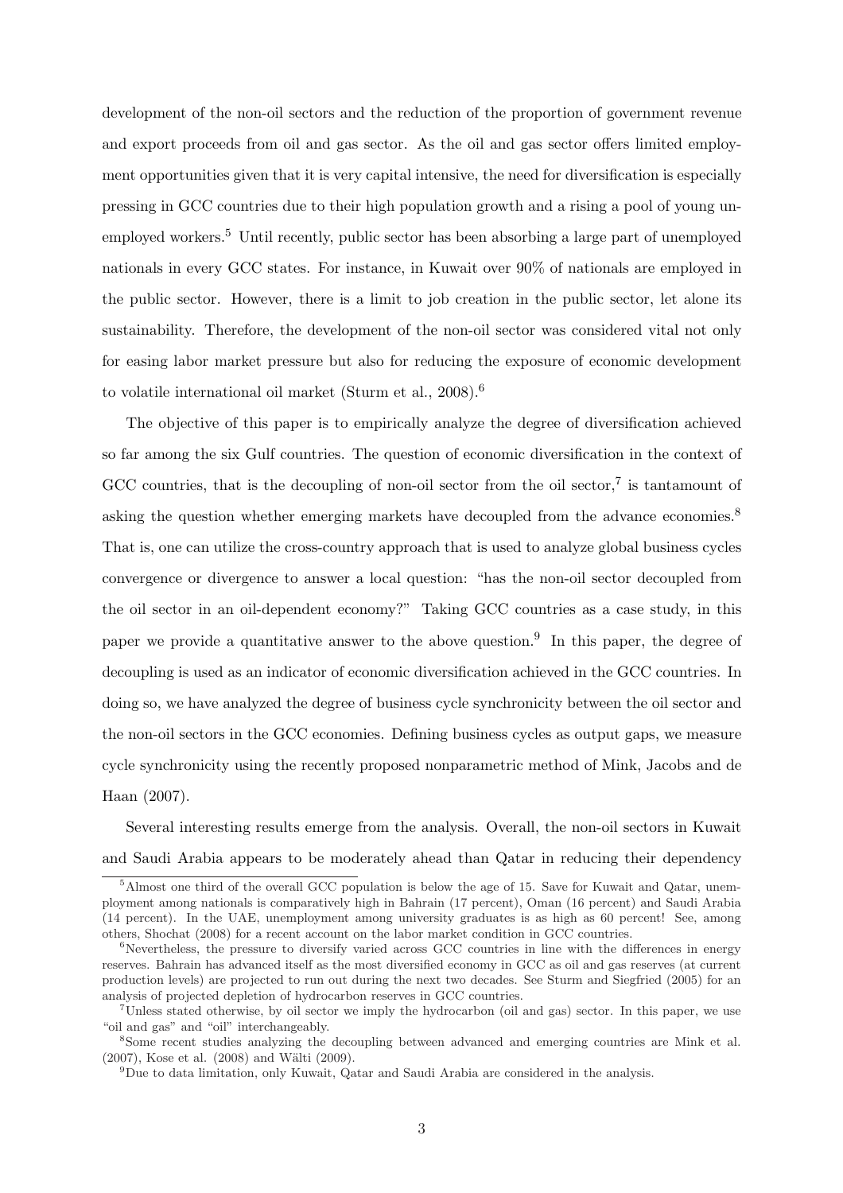development of the non-oil sectors and the reduction of the proportion of government revenue and export proceeds from oil and gas sector. As the oil and gas sector offers limited employment opportunities given that it is very capital intensive, the need for diversification is especially pressing in GCC countries due to their high population growth and a rising a pool of young unemployed workers.[5] Until recently, public sector has been absorbing a large part of unemployed nationals in every GCC states. For instance, in Kuwait over 90% of nationals are employed in the public sector. However, there is a limit to job creation in the public sector, let alone its sustainability. Therefore, the development of the non-oil sector was considered vital not only for easing labor market pressure but also for reducing the exposure of economic development to volatile international oil market (Sturm et al., 2008).[6]

The objective of this paper is to empirically analyze the degree of diversification achieved so far among the six Gulf countries. The question of economic diversification in the context of GCC countries, that is the decoupling of non-oil sector from the oil sector,[7] is tantamount of asking the question whether emerging markets have decoupled from the advance economies.[8] That is, one can utilize the cross-country approach that is used to analyze global business cycles convergence or divergence to answer a local question: "has the non-oil sector decoupled from the oil sector in an oil-dependent economy?" Taking GCC countries as a case study, in this paper we provide a quantitative answer to the above question.[9] In this paper, the degree of decoupling is used as an indicator of economic diversification achieved in the GCC countries. In doing so, we have analyzed the degree of business cycle synchronicity between the oil sector and the non-oil sectors in the GCC economies. Defining business cycles as output gaps, we measure cycle synchronicity using the recently proposed nonparametric method of Mink, Jacobs and de Haan (2007).

Several interesting results emerge from the analysis. Overall, the non-oil sectors in Kuwait and Saudi Arabia appears to be moderately ahead than Qatar in reducing their dependency

---

[5] Almost one third of the overall GCC population is below the age of 15. Save for Kuwait and Qatar, unemployment among nationals is comparatively high in Bahrain (17 percent), Oman (16 percent) and Saudi Arabia (14 percent). In the UAE, unemployment among university graduates is as high as 60 percent! See, among others, Shochat (2008) for a recent account on the labor market condition in GCC countries.

[6] Nevertheless, the pressure to diversify varied across GCC countries in line with the differences in energy reserves. Bahrain has advanced itself as the most diversified economy in GCC as oil and gas reserves (at current production levels) are projected to run out during the next two decades. See Sturm and Siegfried (2005) for an analysis of projected depletion of hydrocarbon reserves in GCC countries.

[7] Unless stated otherwise, by oil sector we imply the hydrocarbon (oil and gas) sector. In this paper, we use "oil and gas" and "oil" interchangeably.

[8] Some recent studies analyzing the decoupling between advanced and emerging countries are Mink et al. (2007), Kose et al. (2008) and Wälti (2009).

[9] Due to data limitation, only Kuwait, Qatar and Saudi Arabia are considered in the analysis.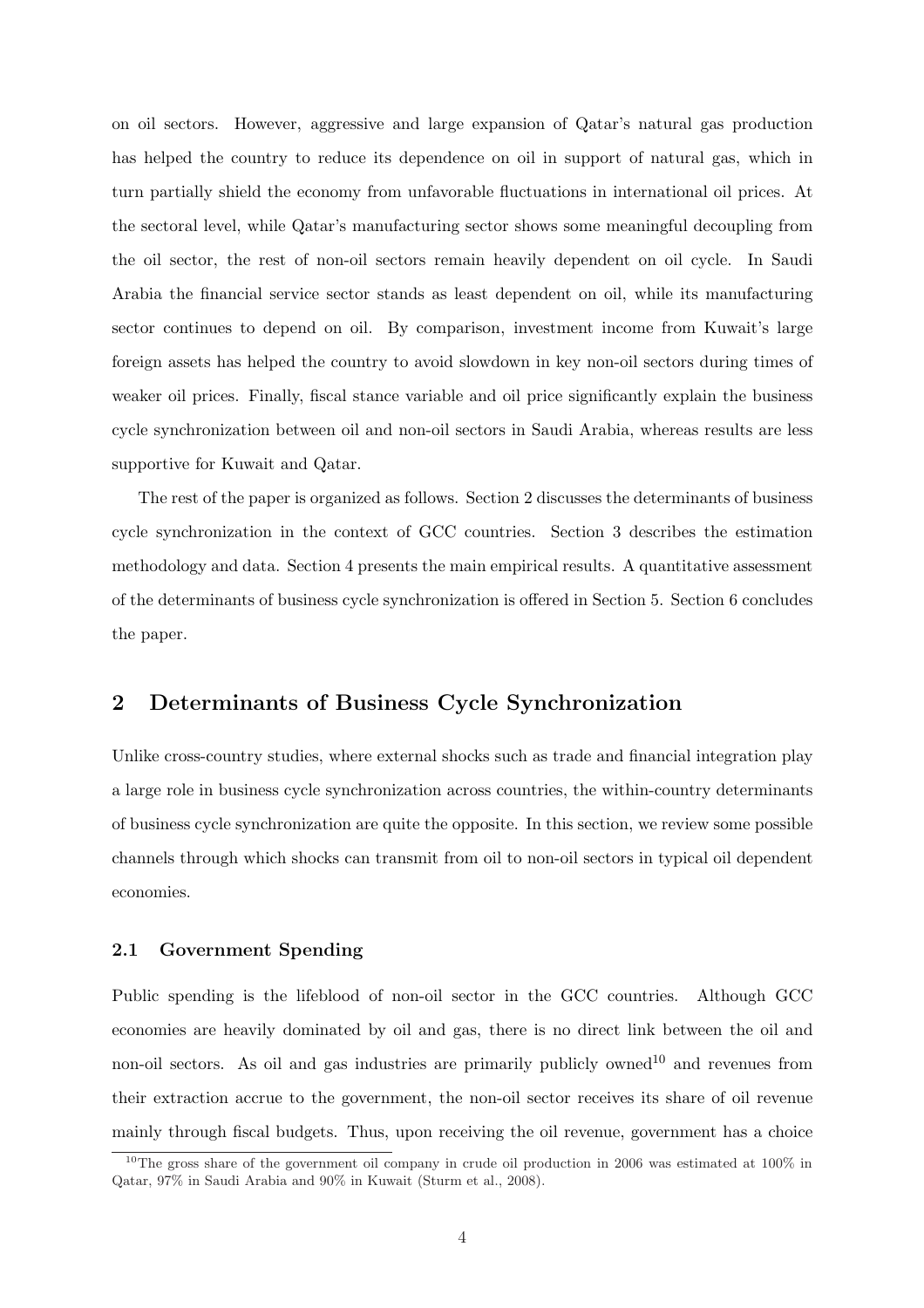on oil sectors. However, aggressive and large expansion of Qatar's natural gas production has helped the country to reduce its dependence on oil in support of natural gas, which in turn partially shield the economy from unfavorable fluctuations in international oil prices. At the sectoral level, while Qatar's manufacturing sector shows some meaningful decoupling from the oil sector, the rest of non-oil sectors remain heavily dependent on oil cycle. In Saudi Arabia the financial service sector stands as least dependent on oil, while its manufacturing sector continues to depend on oil. By comparison, investment income from Kuwait's large foreign assets has helped the country to avoid slowdown in key non-oil sectors during times of weaker oil prices. Finally, fiscal stance variable and oil price significantly explain the business cycle synchronization between oil and non-oil sectors in Saudi Arabia, whereas results are less supportive for Kuwait and Qatar.

The rest of the paper is organized as follows. Section 2 discusses the determinants of business cycle synchronization in the context of GCC countries. Section 3 describes the estimation methodology and data. Section 4 presents the main empirical results. A quantitative assessment of the determinants of business cycle synchronization is offered in Section 5. Section 6 concludes the paper.

## 2 Determinants of Business Cycle Synchronization

Unlike cross-country studies, where external shocks such as trade and financial integration play a large role in business cycle synchronization across countries, the within-country determinants of business cycle synchronization are quite the opposite. In this section, we review some possible channels through which shocks can transmit from oil to non-oil sectors in typical oil dependent economies.

### 2.1 Government Spending

Public spending is the lifeblood of non-oil sector in the GCC countries. Although GCC economies are heavily dominated by oil and gas, there is no direct link between the oil and non-oil sectors. As oil and gas industries are primarily publicly owned[10] and revenues from their extraction accrue to the government, the non-oil sector receives its share of oil revenue mainly through fiscal budgets. Thus, upon receiving the oil revenue, government has a choice

[10] The gross share of the government oil company in crude oil production in 2006 was estimated at 100% in Qatar, 97% in Saudi Arabia and 90% in Kuwait (Sturm et al., 2008).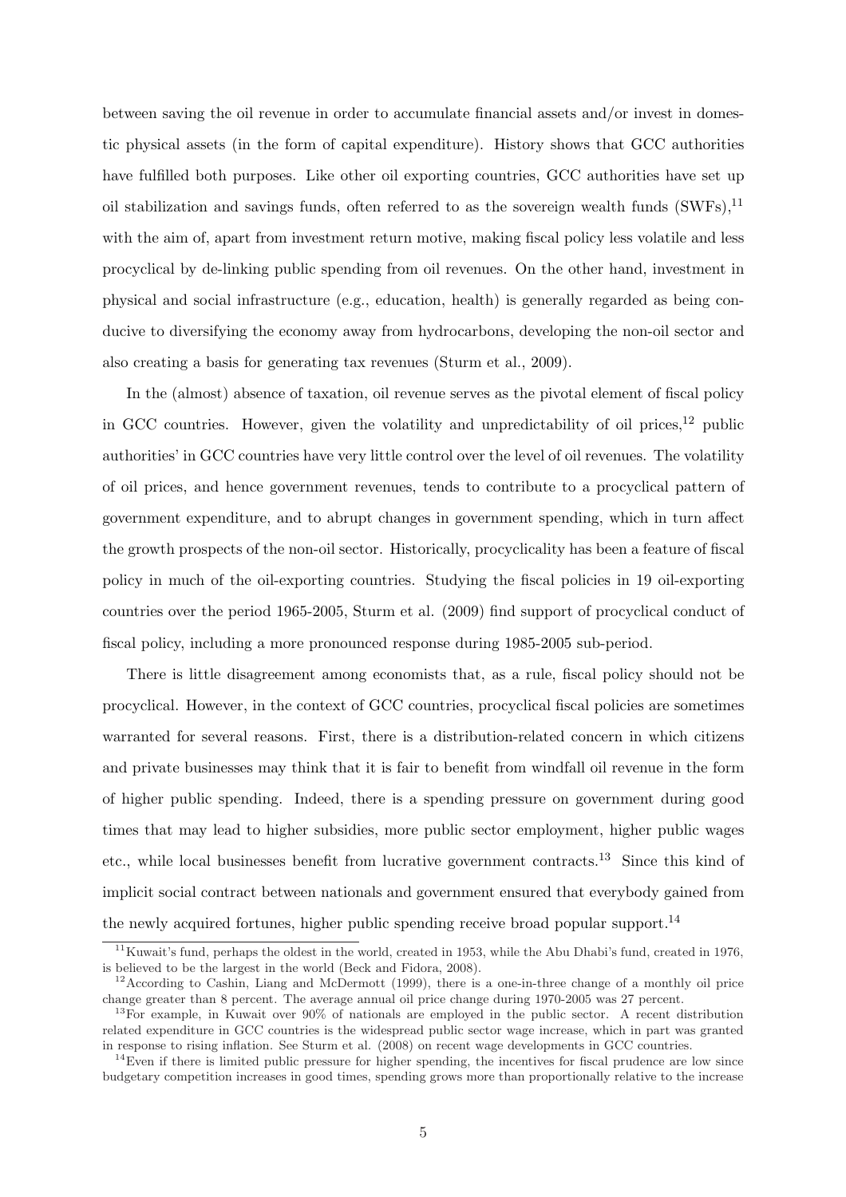between saving the oil revenue in order to accumulate financial assets and/or invest in domestic physical assets (in the form of capital expenditure). History shows that GCC authorities have fulfilled both purposes. Like other oil exporting countries, GCC authorities have set up oil stabilization and savings funds, often referred to as the sovereign wealth funds (SWFs),[11] with the aim of, apart from investment return motive, making fiscal policy less volatile and less procyclical by de-linking public spending from oil revenues. On the other hand, investment in physical and social infrastructure (e.g., education, health) is generally regarded as being conducive to diversifying the economy away from hydrocarbons, developing the non-oil sector and also creating a basis for generating tax revenues (Sturm et al., 2009).

In the (almost) absence of taxation, oil revenue serves as the pivotal element of fiscal policy in GCC countries. However, given the volatility and unpredictability of oil prices,[12] public authorities' in GCC countries have very little control over the level of oil revenues. The volatility of oil prices, and hence government revenues, tends to contribute to a procyclical pattern of government expenditure, and to abrupt changes in government spending, which in turn affect the growth prospects of the non-oil sector. Historically, procyclicality has been a feature of fiscal policy in much of the oil-exporting countries. Studying the fiscal policies in 19 oil-exporting countries over the period 1965-2005, Sturm et al. (2009) find support of procyclical conduct of fiscal policy, including a more pronounced response during 1985-2005 sub-period.

There is little disagreement among economists that, as a rule, fiscal policy should not be procyclical. However, in the context of GCC countries, procyclical fiscal policies are sometimes warranted for several reasons. First, there is a distribution-related concern in which citizens and private businesses may think that it is fair to benefit from windfall oil revenue in the form of higher public spending. Indeed, there is a spending pressure on government during good times that may lead to higher subsidies, more public sector employment, higher public wages etc., while local businesses benefit from lucrative government contracts.[13] Since this kind of implicit social contract between nationals and government ensured that everybody gained from the newly acquired fortunes, higher public spending receive broad popular support.[14]

[11] Kuwait's fund, perhaps the oldest in the world, created in 1953, while the Abu Dhabi's fund, created in 1976, is believed to be the largest in the world (Beck and Fidora, 2008).

[12] According to Cashin, Liang and McDermott (1999), there is a one-in-three change of a monthly oil price change greater than 8 percent. The average annual oil price change during 1970-2005 was 27 percent.

[13] For example, in Kuwait over 90% of nationals are employed in the public sector. A recent distribution related expenditure in GCC countries is the widespread public sector wage increase, which in part was granted in response to rising inflation. See Sturm et al. (2008) on recent wage developments in GCC countries.

[14] Even if there is limited public pressure for higher spending, the incentives for fiscal prudence are low since budgetary competition increases in good times, spending grows more than proportionally relative to the increase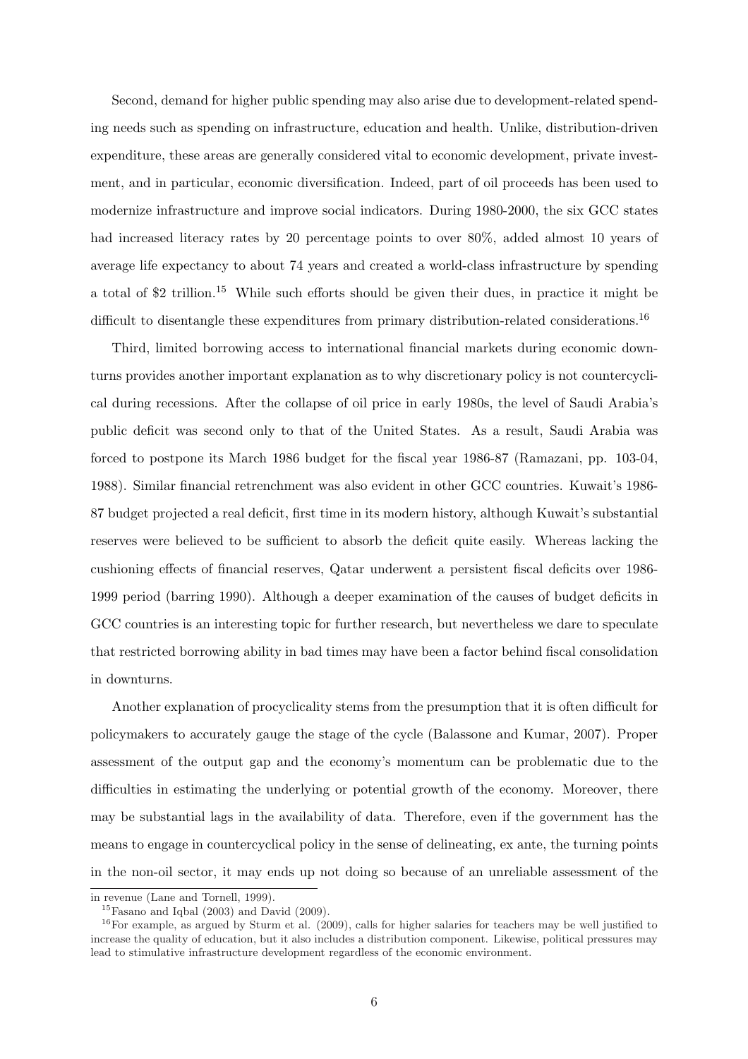Second, demand for higher public spending may also arise due to development-related spending needs such as spending on infrastructure, education and health. Unlike, distribution-driven expenditure, these areas are generally considered vital to economic development, private investment, and in particular, economic diversification. Indeed, part of oil proceeds has been used to modernize infrastructure and improve social indicators. During 1980-2000, the six GCC states had increased literacy rates by 20 percentage points to over 80%, added almost 10 years of average life expectancy to about 74 years and created a world-class infrastructure by spending a total of $2 trillion.[15] While such efforts should be given their dues, in practice it might be difficult to disentangle these expenditures from primary distribution-related considerations.[16]

Third, limited borrowing access to international financial markets during economic downturns provides another important explanation as to why discretionary policy is not countercyclical during recessions. After the collapse of oil price in early 1980s, the level of Saudi Arabia's public deficit was second only to that of the United States. As a result, Saudi Arabia was forced to postpone its March 1986 budget for the fiscal year 1986-87 (Ramazani, pp. 103-04, 1988). Similar financial retrenchment was also evident in other GCC countries. Kuwait's 1986-87 budget projected a real deficit, first time in its modern history, although Kuwait's substantial reserves were believed to be sufficient to absorb the deficit quite easily. Whereas lacking the cushioning effects of financial reserves, Qatar underwent a persistent fiscal deficits over 1986-1999 period (barring 1990). Although a deeper examination of the causes of budget deficits in GCC countries is an interesting topic for further research, but nevertheless we dare to speculate that restricted borrowing ability in bad times may have been a factor behind fiscal consolidation in downturns.

Another explanation of procyclicality stems from the presumption that it is often difficult for policymakers to accurately gauge the stage of the cycle (Balassone and Kumar, 2007). Proper assessment of the output gap and the economy's momentum can be problematic due to the difficulties in estimating the underlying or potential growth of the economy. Moreover, there may be substantial lags in the availability of data. Therefore, even if the government has the means to engage in countercyclical policy in the sense of delineating, ex ante, the turning points in the non-oil sector, it may ends up not doing so because of an unreliable assessment of the

---

in revenue (Lane and Tornell, 1999).

[15] Fasano and Iqbal (2003) and David (2009).

[16] For example, as argued by Sturm et al. (2009), calls for higher salaries for teachers may be well justified to increase the quality of education, but it also includes a distribution component. Likewise, political pressures may lead to stimulative infrastructure development regardless of the economic environment.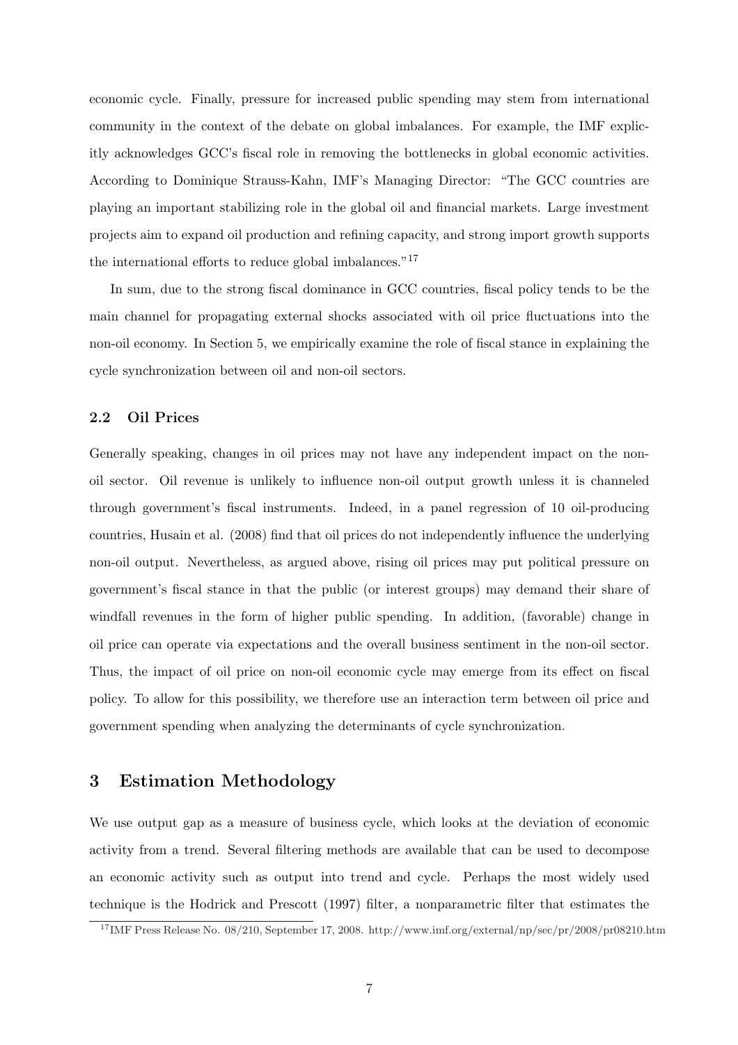economic cycle. Finally, pressure for increased public spending may stem from international community in the context of the debate on global imbalances. For example, the IMF explicitly acknowledges GCC's fiscal role in removing the bottlenecks in global economic activities. According to Dominique Strauss-Kahn, IMF's Managing Director: "The GCC countries are playing an important stabilizing role in the global oil and financial markets. Large investment projects aim to expand oil production and refining capacity, and strong import growth supports the international efforts to reduce global imbalances."[17]

In sum, due to the strong fiscal dominance in GCC countries, fiscal policy tends to be the main channel for propagating external shocks associated with oil price fluctuations into the non-oil economy. In Section 5, we empirically examine the role of fiscal stance in explaining the cycle synchronization between oil and non-oil sectors.

### 2.2 Oil Prices

Generally speaking, changes in oil prices may not have any independent impact on the non-oil sector. Oil revenue is unlikely to influence non-oil output growth unless it is channeled through government's fiscal instruments. Indeed, in a panel regression of 10 oil-producing countries, Husain et al. (2008) find that oil prices do not independently influence the underlying non-oil output. Nevertheless, as argued above, rising oil prices may put political pressure on government's fiscal stance in that the public (or interest groups) may demand their share of windfall revenues in the form of higher public spending. In addition, (favorable) change in oil price can operate via expectations and the overall business sentiment in the non-oil sector. Thus, the impact of oil price on non-oil economic cycle may emerge from its effect on fiscal policy. To allow for this possibility, we therefore use an interaction term between oil price and government spending when analyzing the determinants of cycle synchronization.

## 3 Estimation Methodology

We use output gap as a measure of business cycle, which looks at the deviation of economic activity from a trend. Several filtering methods are available that can be used to decompose an economic activity such as output into trend and cycle. Perhaps the most widely used technique is the Hodrick and Prescott (1997) filter, a nonparametric filter that estimates the

[17] IMF Press Release No. 08/210, September 17, 2008. http://www.imf.org/external/np/sec/pr/2008/pr08210.htm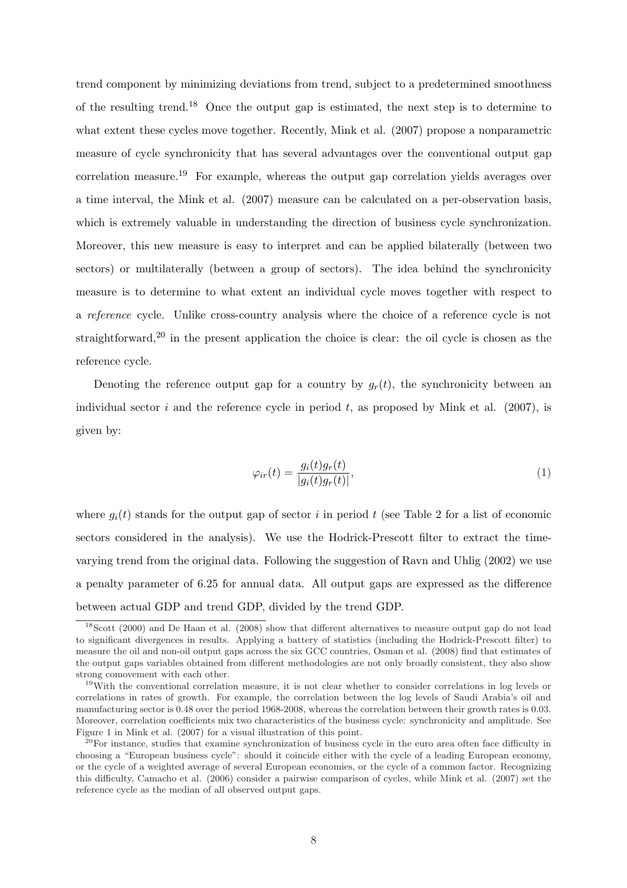trend component by minimizing deviations from trend, subject to a predetermined smoothness of the resulting trend.[18] Once the output gap is estimated, the next step is to determine to what extent these cycles move together. Recently, Mink et al. (2007) propose a nonparametric measure of cycle synchronicity that has several advantages over the conventional output gap correlation measure.[19] For example, whereas the output gap correlation yields averages over a time interval, the Mink et al. (2007) measure can be calculated on a per-observation basis, which is extremely valuable in understanding the direction of business cycle synchronization. Moreover, this new measure is easy to interpret and can be applied bilaterally (between two sectors) or multilaterally (between a group of sectors). The idea behind the synchronicity measure is to determine to what extent an individual cycle moves together with respect to a *reference* cycle. Unlike cross-country analysis where the choice of a reference cycle is not straightforward,[20] in the present application the choice is clear: the oil cycle is chosen as the reference cycle.

Denoting the reference output gap for a country by $g_r(t)$, the synchronicity between an individual sector $i$ and the reference cycle in period $t$, as proposed by Mink et al. (2007), is given by:

$$\varphi_{ir}(t) = \frac{g_i(t)g_r(t)}{|g_i(t)g_r(t)|}, \tag{1}$$

where $g_i(t)$ stands for the output gap of sector $i$ in period $t$ (see Table 2 for a list of economic sectors considered in the analysis). We use the Hodrick-Prescott filter to extract the time-varying trend from the original data. Following the suggestion of Ravn and Uhlig (2002) we use a penalty parameter of 6.25 for annual data. All output gaps are expressed as the difference between actual GDP and trend GDP, divided by the trend GDP.

---

[18] Scott (2000) and De Haan et al. (2008) show that different alternatives to measure output gap do not lead to significant divergences in results. Applying a battery of statistics (including the Hodrick-Prescott filter) to measure the oil and non-oil output gaps across the six GCC countries, Osman et al. (2008) find that estimates of the output gaps variables obtained from different methodologies are not only broadly consistent, they also show strong comovement with each other.

[19] With the conventional correlation measure, it is not clear whether to consider correlations in log levels or correlations in rates of growth. For example, the correlation between the log levels of Saudi Arabia's oil and manufacturing sector is 0.48 over the period 1968-2008, whereas the correlation between their growth rates is 0.03. Moreover, correlation coefficients mix two characteristics of the business cycle: synchronicity and amplitude. See Figure 1 in Mink et al. (2007) for a visual illustration of this point.

[20] For instance, studies that examine synchronization of business cycle in the euro area often face difficulty in choosing a "European business cycle": should it coincide either with the cycle of a leading European economy, or the cycle of a weighted average of several European economies, or the cycle of a common factor. Recognizing this difficulty, Camacho et al. (2006) consider a pairwise comparison of cycles, while Mink et al. (2007) set the reference cycle as the median of all observed output gaps.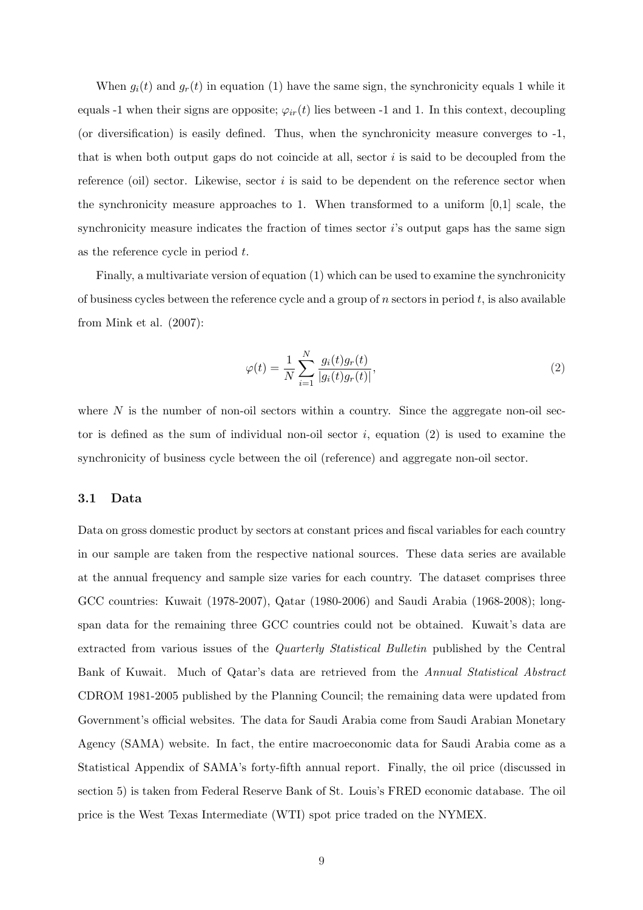When $g_i(t)$ and $g_r(t)$ in equation (1) have the same sign, the synchronicity equals 1 while it equals -1 when their signs are opposite; $\varphi_{ir}(t)$ lies between -1 and 1. In this context, decoupling (or diversification) is easily defined. Thus, when the synchronicity measure converges to -1, that is when both output gaps do not coincide at all, sector $i$ is said to be decoupled from the reference (oil) sector. Likewise, sector $i$ is said to be dependent on the reference sector when the synchronicity measure approaches to 1. When transformed to a uniform [0,1] scale, the synchronicity measure indicates the fraction of times sector $i$'s output gaps has the same sign as the reference cycle in period $t$.

Finally, a multivariate version of equation (1) which can be used to examine the synchronicity of business cycles between the reference cycle and a group of $n$ sectors in period $t$, is also available from Mink et al. (2007):

$$\varphi(t) = \frac{1}{N} \sum_{i=1}^{N} \frac{g_i(t) g_r(t)}{|g_i(t) g_r(t)|}, \tag{2}$$

where $N$ is the number of non-oil sectors within a country. Since the aggregate non-oil sector is defined as the sum of individual non-oil sector $i$, equation (2) is used to examine the synchronicity of business cycle between the oil (reference) and aggregate non-oil sector.

### 3.1 Data

Data on gross domestic product by sectors at constant prices and fiscal variables for each country in our sample are taken from the respective national sources. These data series are available at the annual frequency and sample size varies for each country. The dataset comprises three GCC countries: Kuwait (1978-2007), Qatar (1980-2006) and Saudi Arabia (1968-2008); long-span data for the remaining three GCC countries could not be obtained. Kuwait's data are extracted from various issues of the *Quarterly Statistical Bulletin* published by the Central Bank of Kuwait. Much of Qatar's data are retrieved from the *Annual Statistical Abstract* CDROM 1981-2005 published by the Planning Council; the remaining data were updated from Government's official websites. The data for Saudi Arabia come from Saudi Arabian Monetary Agency (SAMA) website. In fact, the entire macroeconomic data for Saudi Arabia come as a Statistical Appendix of SAMA's forty-fifth annual report. Finally, the oil price (discussed in section 5) is taken from Federal Reserve Bank of St. Louis's FRED economic database. The oil price is the West Texas Intermediate (WTI) spot price traded on the NYMEX.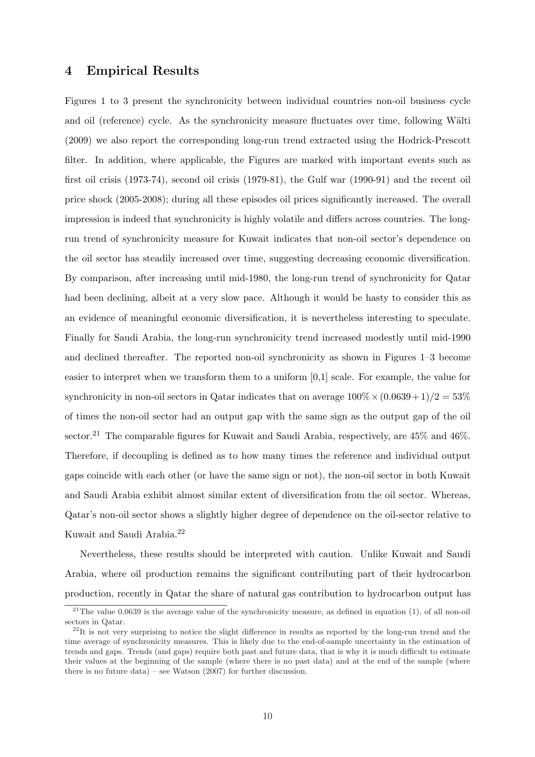## 4 Empirical Results

Figures 1 to 3 present the synchronicity between individual countries non-oil business cycle and oil (reference) cycle. As the synchronicity measure fluctuates over time, following Wälti (2009) we also report the corresponding long-run trend extracted using the Hodrick-Prescott filter. In addition, where applicable, the Figures are marked with important events such as first oil crisis (1973-74), second oil crisis (1979-81), the Gulf war (1990-91) and the recent oil price shock (2005-2008); during all these episodes oil prices significantly increased. The overall impression is indeed that synchronicity is highly volatile and differs across countries. The long-run trend of synchronicity measure for Kuwait indicates that non-oil sector's dependence on the oil sector has steadily increased over time, suggesting decreasing economic diversification. By comparison, after increasing until mid-1980, the long-run trend of synchronicity for Qatar had been declining, albeit at a very slow pace. Although it would be hasty to consider this as an evidence of meaningful economic diversification, it is nevertheless interesting to speculate. Finally for Saudi Arabia, the long-run synchronicity trend increased modestly until mid-1990 and declined thereafter. The reported non-oil synchronicity as shown in Figures 1–3 become easier to interpret when we transform them to a uniform [0,1] scale. For example, the value for synchronicity in non-oil sectors in Qatar indicates that on average $100\% \times (0.0639+1)/2 = 53\%$ of times the non-oil sector had an output gap with the same sign as the output gap of the oil sector.[21] The comparable figures for Kuwait and Saudi Arabia, respectively, are 45% and 46%. Therefore, if decoupling is defined as to how many times the reference and individual output gaps coincide with each other (or have the same sign or not), the non-oil sector in both Kuwait and Saudi Arabia exhibit almost similar extent of diversification from the oil sector. Whereas, Qatar's non-oil sector shows a slightly higher degree of dependence on the oil-sector relative to Kuwait and Saudi Arabia.[22]

Nevertheless, these results should be interpreted with caution. Unlike Kuwait and Saudi Arabia, where oil production remains the significant contributing part of their hydrocarbon production, recently in Qatar the share of natural gas contribution to hydrocarbon output has

[21] The value 0.0639 is the average value of the synchronicity measure, as defined in equation (1), of all non-oil sectors in Qatar.

[22] It is not very surprising to notice the slight difference in results as reported by the long-run trend and the time average of synchronicity measures. This is likely due to the end-of-sample uncertainty in the estimation of trends and gaps. Trends (and gaps) require both past and future data, that is why it is much difficult to estimate their values at the beginning of the sample (where there is no past data) and at the end of the sample (where there is no future data) – see Watson (2007) for further discussion.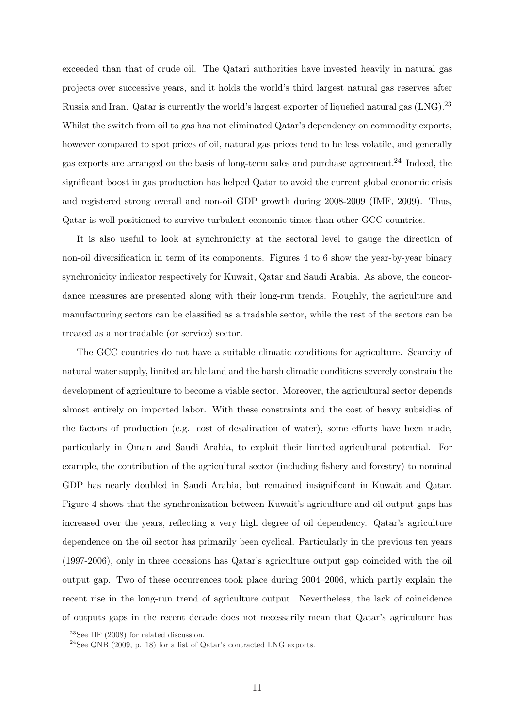exceeded than that of crude oil. The Qatari authorities have invested heavily in natural gas projects over successive years, and it holds the world's third largest natural gas reserves after Russia and Iran. Qatar is currently the world's largest exporter of liquefied natural gas (LNG).[23] Whilst the switch from oil to gas has not eliminated Qatar's dependency on commodity exports, however compared to spot prices of oil, natural gas prices tend to be less volatile, and generally gas exports are arranged on the basis of long-term sales and purchase agreement.[24] Indeed, the significant boost in gas production has helped Qatar to avoid the current global economic crisis and registered strong overall and non-oil GDP growth during 2008-2009 (IMF, 2009). Thus, Qatar is well positioned to survive turbulent economic times than other GCC countries.

It is also useful to look at synchronicity at the sectoral level to gauge the direction of non-oil diversification in term of its components. Figures 4 to 6 show the year-by-year binary synchronicity indicator respectively for Kuwait, Qatar and Saudi Arabia. As above, the concordance measures are presented along with their long-run trends. Roughly, the agriculture and manufacturing sectors can be classified as a tradable sector, while the rest of the sectors can be treated as a nontradable (or service) sector.

The GCC countries do not have a suitable climatic conditions for agriculture. Scarcity of natural water supply, limited arable land and the harsh climatic conditions severely constrain the development of agriculture to become a viable sector. Moreover, the agricultural sector depends almost entirely on imported labor. With these constraints and the cost of heavy subsidies of the factors of production (e.g. cost of desalination of water), some efforts have been made, particularly in Oman and Saudi Arabia, to exploit their limited agricultural potential. For example, the contribution of the agricultural sector (including fishery and forestry) to nominal GDP has nearly doubled in Saudi Arabia, but remained insignificant in Kuwait and Qatar. Figure 4 shows that the synchronization between Kuwait's agriculture and oil output gaps has increased over the years, reflecting a very high degree of oil dependency. Qatar's agriculture dependence on the oil sector has primarily been cyclical. Particularly in the previous ten years (1997-2006), only in three occasions has Qatar's agriculture output gap coincided with the oil output gap. Two of these occurrences took place during 2004–2006, which partly explain the recent rise in the long-run trend of agriculture output. Nevertheless, the lack of coincidence of outputs gaps in the recent decade does not necessarily mean that Qatar's agriculture has

[23] See IIF (2008) for related discussion.

[24] See QNB (2009, p. 18) for a list of Qatar's contracted LNG exports.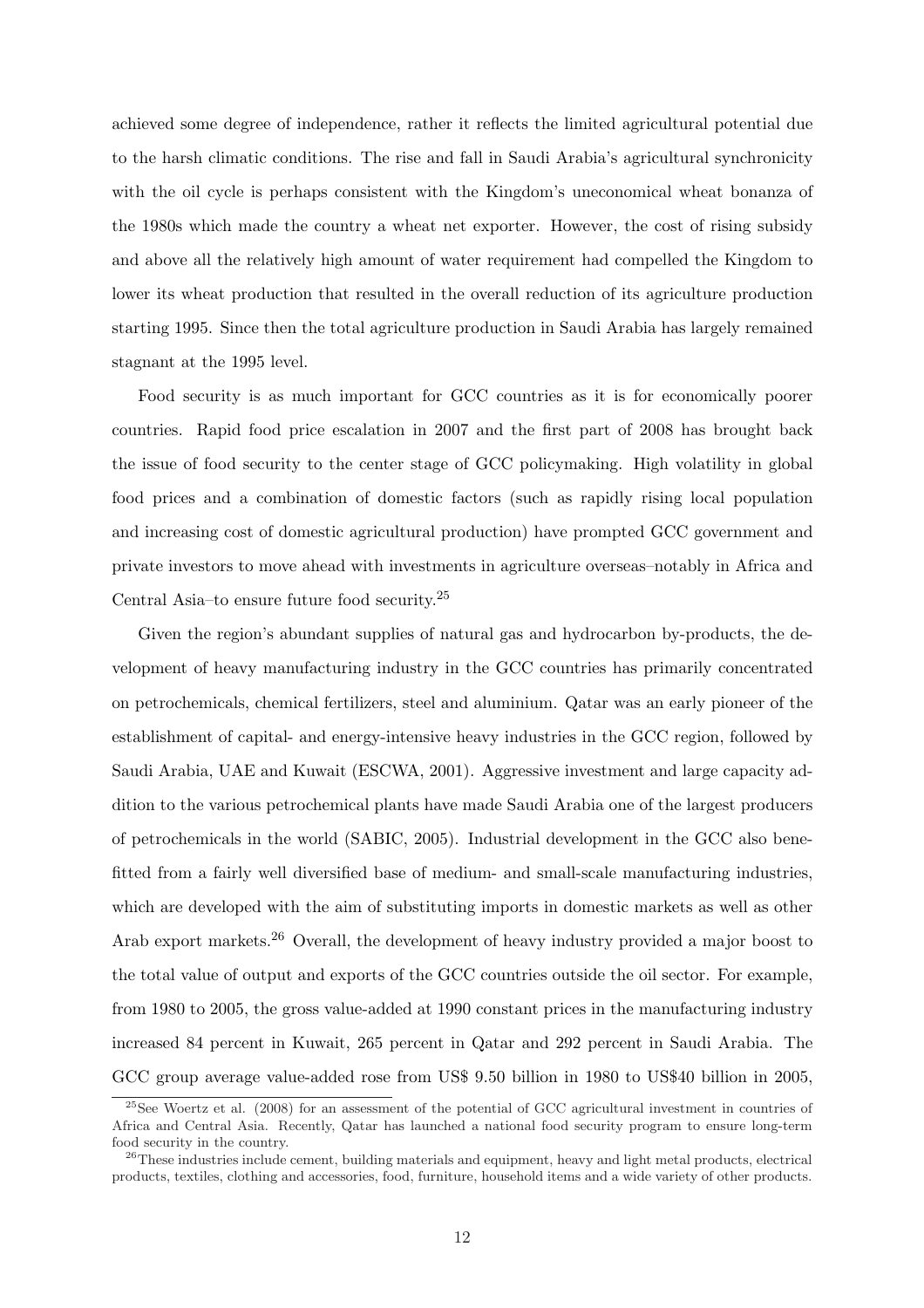achieved some degree of independence, rather it reflects the limited agricultural potential due to the harsh climatic conditions. The rise and fall in Saudi Arabia's agricultural synchronicity with the oil cycle is perhaps consistent with the Kingdom's uneconomical wheat bonanza of the 1980s which made the country a wheat net exporter. However, the cost of rising subsidy and above all the relatively high amount of water requirement had compelled the Kingdom to lower its wheat production that resulted in the overall reduction of its agriculture production starting 1995. Since then the total agriculture production in Saudi Arabia has largely remained stagnant at the 1995 level.

Food security is as much important for GCC countries as it is for economically poorer countries. Rapid food price escalation in 2007 and the first part of 2008 has brought back the issue of food security to the center stage of GCC policymaking. High volatility in global food prices and a combination of domestic factors (such as rapidly rising local population and increasing cost of domestic agricultural production) have prompted GCC government and private investors to move ahead with investments in agriculture overseas–notably in Africa and Central Asia–to ensure future food security.[25]

Given the region's abundant supplies of natural gas and hydrocarbon by-products, the development of heavy manufacturing industry in the GCC countries has primarily concentrated on petrochemicals, chemical fertilizers, steel and aluminium. Qatar was an early pioneer of the establishment of capital- and energy-intensive heavy industries in the GCC region, followed by Saudi Arabia, UAE and Kuwait (ESCWA, 2001). Aggressive investment and large capacity addition to the various petrochemical plants have made Saudi Arabia one of the largest producers of petrochemicals in the world (SABIC, 2005). Industrial development in the GCC also benefitted from a fairly well diversified base of medium- and small-scale manufacturing industries, which are developed with the aim of substituting imports in domestic markets as well as other Arab export markets.[26] Overall, the development of heavy industry provided a major boost to the total value of output and exports of the GCC countries outside the oil sector. For example, from 1980 to 2005, the gross value-added at 1990 constant prices in the manufacturing industry increased 84 percent in Kuwait, 265 percent in Qatar and 292 percent in Saudi Arabia. The GCC group average value-added rose from US$ 9.50 billion in 1980 to US$40 billion in 2005,

[25] See Woertz et al. (2008) for an assessment of the potential of GCC agricultural investment in countries of Africa and Central Asia. Recently, Qatar has launched a national food security program to ensure long-term food security in the country.

[26] These industries include cement, building materials and equipment, heavy and light metal products, electrical products, textiles, clothing and accessories, food, furniture, household items and a wide variety of other products.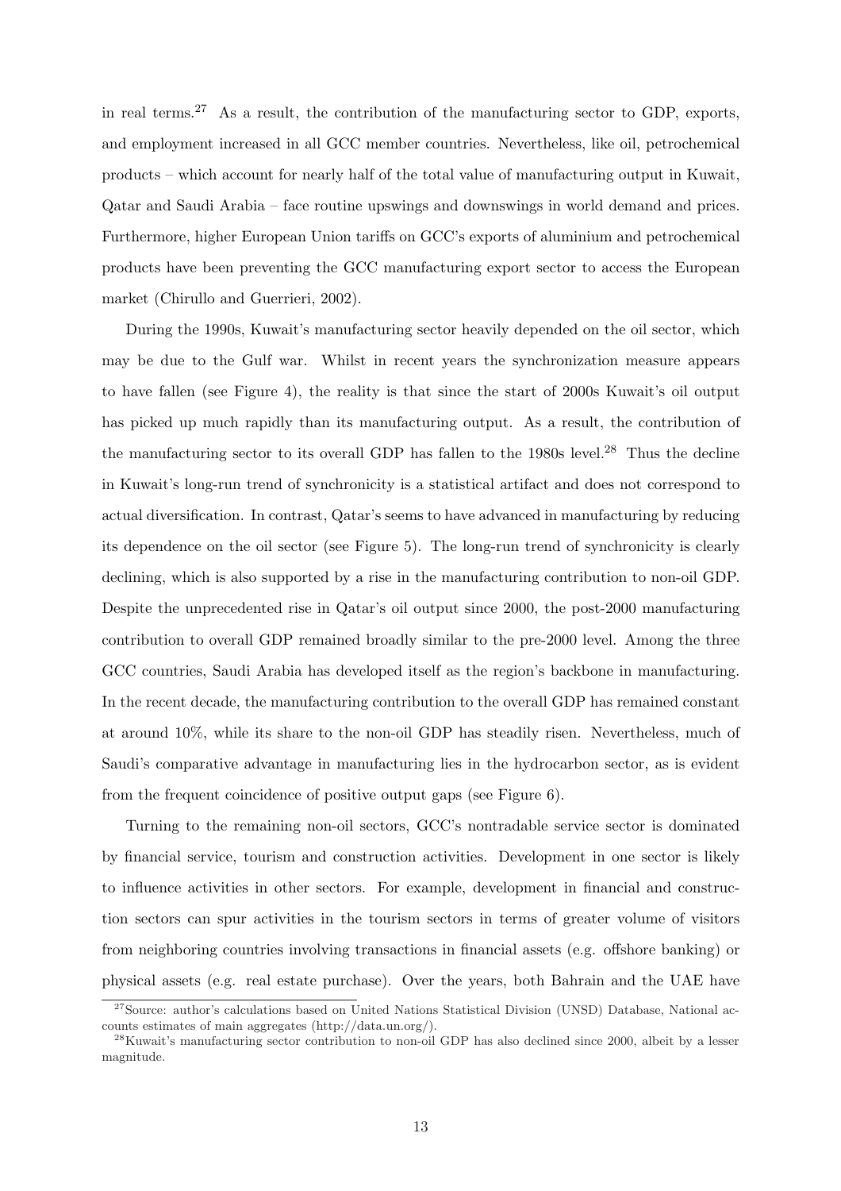in real terms.[27] As a result, the contribution of the manufacturing sector to GDP, exports, and employment increased in all GCC member countries. Nevertheless, like oil, petrochemical products – which account for nearly half of the total value of manufacturing output in Kuwait, Qatar and Saudi Arabia – face routine upswings and downswings in world demand and prices. Furthermore, higher European Union tariffs on GCC's exports of aluminium and petrochemical products have been preventing the GCC manufacturing export sector to access the European market (Chirullo and Guerrieri, 2002).

During the 1990s, Kuwait's manufacturing sector heavily depended on the oil sector, which may be due to the Gulf war. Whilst in recent years the synchronization measure appears to have fallen (see Figure 4), the reality is that since the start of 2000s Kuwait's oil output has picked up much rapidly than its manufacturing output. As a result, the contribution of the manufacturing sector to its overall GDP has fallen to the 1980s level.[28] Thus the decline in Kuwait's long-run trend of synchronicity is a statistical artifact and does not correspond to actual diversification. In contrast, Qatar's seems to have advanced in manufacturing by reducing its dependence on the oil sector (see Figure 5). The long-run trend of synchronicity is clearly declining, which is also supported by a rise in the manufacturing contribution to non-oil GDP. Despite the unprecedented rise in Qatar's oil output since 2000, the post-2000 manufacturing contribution to overall GDP remained broadly similar to the pre-2000 level. Among the three GCC countries, Saudi Arabia has developed itself as the region's backbone in manufacturing. In the recent decade, the manufacturing contribution to the overall GDP has remained constant at around 10%, while its share to the non-oil GDP has steadily risen. Nevertheless, much of Saudi's comparative advantage in manufacturing lies in the hydrocarbon sector, as is evident from the frequent coincidence of positive output gaps (see Figure 6).

Turning to the remaining non-oil sectors, GCC's nontradable service sector is dominated by financial service, tourism and construction activities. Development in one sector is likely to influence activities in other sectors. For example, development in financial and construction sectors can spur activities in the tourism sectors in terms of greater volume of visitors from neighboring countries involving transactions in financial assets (e.g. offshore banking) or physical assets (e.g. real estate purchase). Over the years, both Bahrain and the UAE have

[27]Source: author's calculations based on United Nations Statistical Division (UNSD) Database, National accounts estimates of main aggregates (http://data.un.org/).

[28]Kuwait's manufacturing sector contribution to non-oil GDP has also declined since 2000, albeit by a lesser magnitude.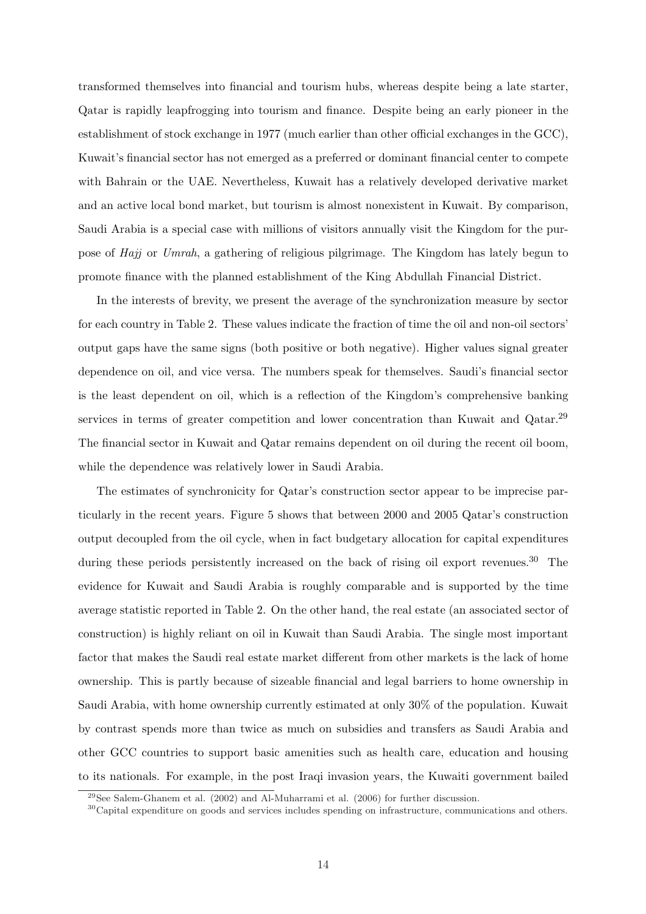transformed themselves into financial and tourism hubs, whereas despite being a late starter, Qatar is rapidly leapfrogging into tourism and finance. Despite being an early pioneer in the establishment of stock exchange in 1977 (much earlier than other official exchanges in the GCC), Kuwait's financial sector has not emerged as a preferred or dominant financial center to compete with Bahrain or the UAE. Nevertheless, Kuwait has a relatively developed derivative market and an active local bond market, but tourism is almost nonexistent in Kuwait. By comparison, Saudi Arabia is a special case with millions of visitors annually visit the Kingdom for the purpose of *Hajj* or *Umrah*, a gathering of religious pilgrimage. The Kingdom has lately begun to promote finance with the planned establishment of the King Abdullah Financial District.

In the interests of brevity, we present the average of the synchronization measure by sector for each country in Table 2. These values indicate the fraction of time the oil and non-oil sectors' output gaps have the same signs (both positive or both negative). Higher values signal greater dependence on oil, and vice versa. The numbers speak for themselves. Saudi's financial sector is the least dependent on oil, which is a reflection of the Kingdom's comprehensive banking services in terms of greater competition and lower concentration than Kuwait and Qatar.[29] The financial sector in Kuwait and Qatar remains dependent on oil during the recent oil boom, while the dependence was relatively lower in Saudi Arabia.

The estimates of synchronicity for Qatar's construction sector appear to be imprecise particularly in the recent years. Figure 5 shows that between 2000 and 2005 Qatar's construction output decoupled from the oil cycle, when in fact budgetary allocation for capital expenditures during these periods persistently increased on the back of rising oil export revenues.[30] The evidence for Kuwait and Saudi Arabia is roughly comparable and is supported by the time average statistic reported in Table 2. On the other hand, the real estate (an associated sector of construction) is highly reliant on oil in Kuwait than Saudi Arabia. The single most important factor that makes the Saudi real estate market different from other markets is the lack of home ownership. This is partly because of sizeable financial and legal barriers to home ownership in Saudi Arabia, with home ownership currently estimated at only 30% of the population. Kuwait by contrast spends more than twice as much on subsidies and transfers as Saudi Arabia and other GCC countries to support basic amenities such as health care, education and housing to its nationals. For example, in the post Iraqi invasion years, the Kuwaiti government bailed

[29] See Salem-Ghanem et al. (2002) and Al-Muharrami et al. (2006) for further discussion.

[30] Capital expenditure on goods and services includes spending on infrastructure, communications and others.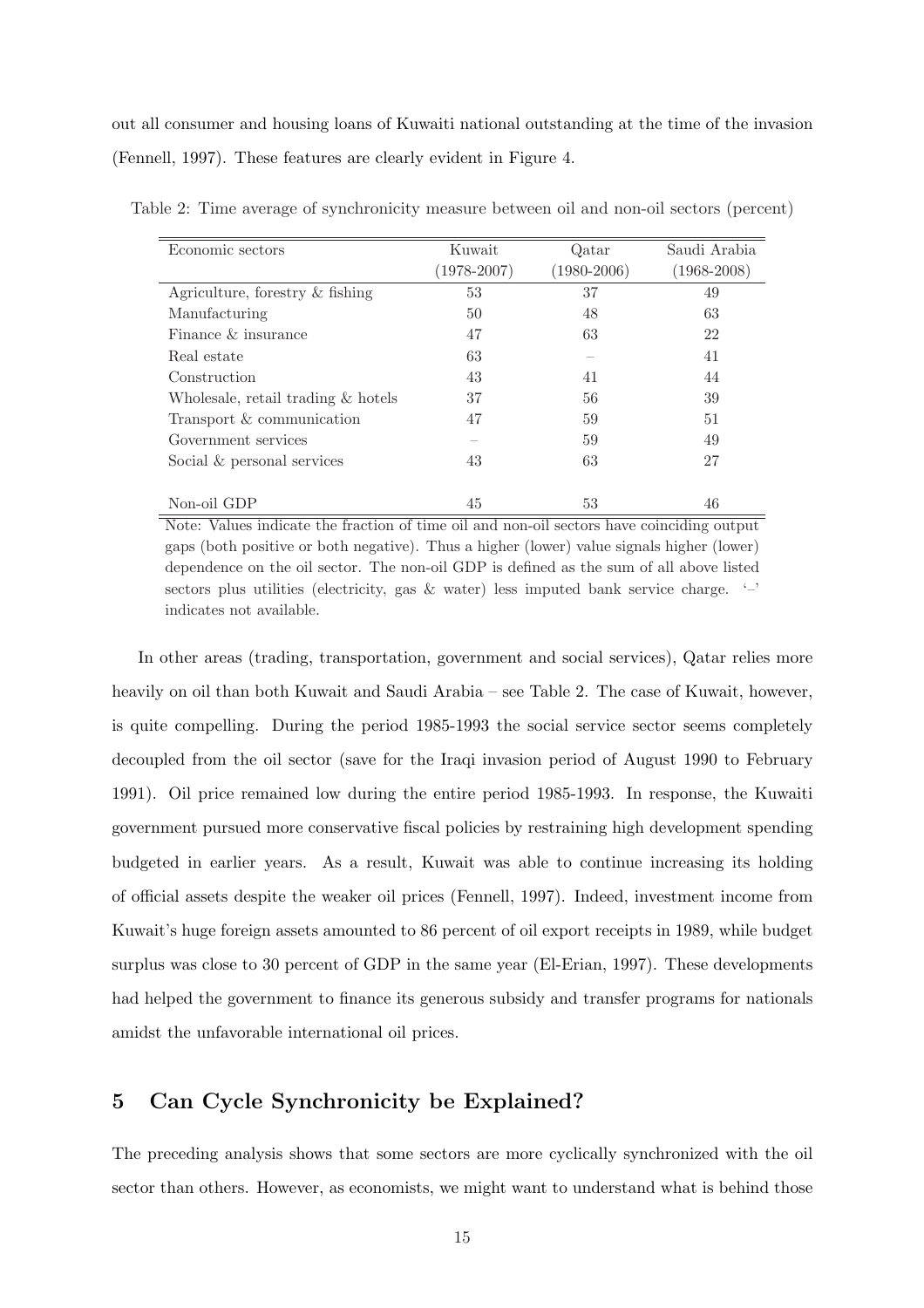out all consumer and housing loans of Kuwaiti national outstanding at the time of the invasion (Fennell, 1997). These features are clearly evident in Figure 4.

Table 2: Time average of synchronicity measure between oil and non-oil sectors (percent)

| Economic sectors | Kuwait (1978-2007) | Qatar (1980-2006) | Saudi Arabia (1968-2008) |
|---|---|---|---|
| Agriculture, forestry & fishing | 53 | 37 | 49 |
| Manufacturing | 50 | 48 | 63 |
| Finance & insurance | 47 | 63 | 22 |
| Real estate | 63 | – | 41 |
| Construction | 43 | 41 | 44 |
| Wholesale, retail trading & hotels | 37 | 56 | 39 |
| Transport & communication | 47 | 59 | 51 |
| Government services | – | 59 | 49 |
| Social & personal services | 43 | 63 | 27 |
| Non-oil GDP | 45 | 53 | 46 |

Note: Values indicate the fraction of time oil and non-oil sectors have coinciding output gaps (both positive or both negative). Thus a higher (lower) value signals higher (lower) dependence on the oil sector. The non-oil GDP is defined as the sum of all above listed sectors plus utilities (electricity, gas & water) less imputed bank service charge. '–' indicates not available.

In other areas (trading, transportation, government and social services), Qatar relies more heavily on oil than both Kuwait and Saudi Arabia – see Table 2. The case of Kuwait, however, is quite compelling. During the period 1985-1993 the social service sector seems completely decoupled from the oil sector (save for the Iraqi invasion period of August 1990 to February 1991). Oil price remained low during the entire period 1985-1993. In response, the Kuwaiti government pursued more conservative fiscal policies by restraining high development spending budgeted in earlier years. As a result, Kuwait was able to continue increasing its holding of official assets despite the weaker oil prices (Fennell, 1997). Indeed, investment income from Kuwait's huge foreign assets amounted to 86 percent of oil export receipts in 1989, while budget surplus was close to 30 percent of GDP in the same year (El-Erian, 1997). These developments had helped the government to finance its generous subsidy and transfer programs for nationals amidst the unfavorable international oil prices.

## 5 Can Cycle Synchronicity be Explained?

The preceding analysis shows that some sectors are more cyclically synchronized with the oil sector than others. However, as economists, we might want to understand what is behind those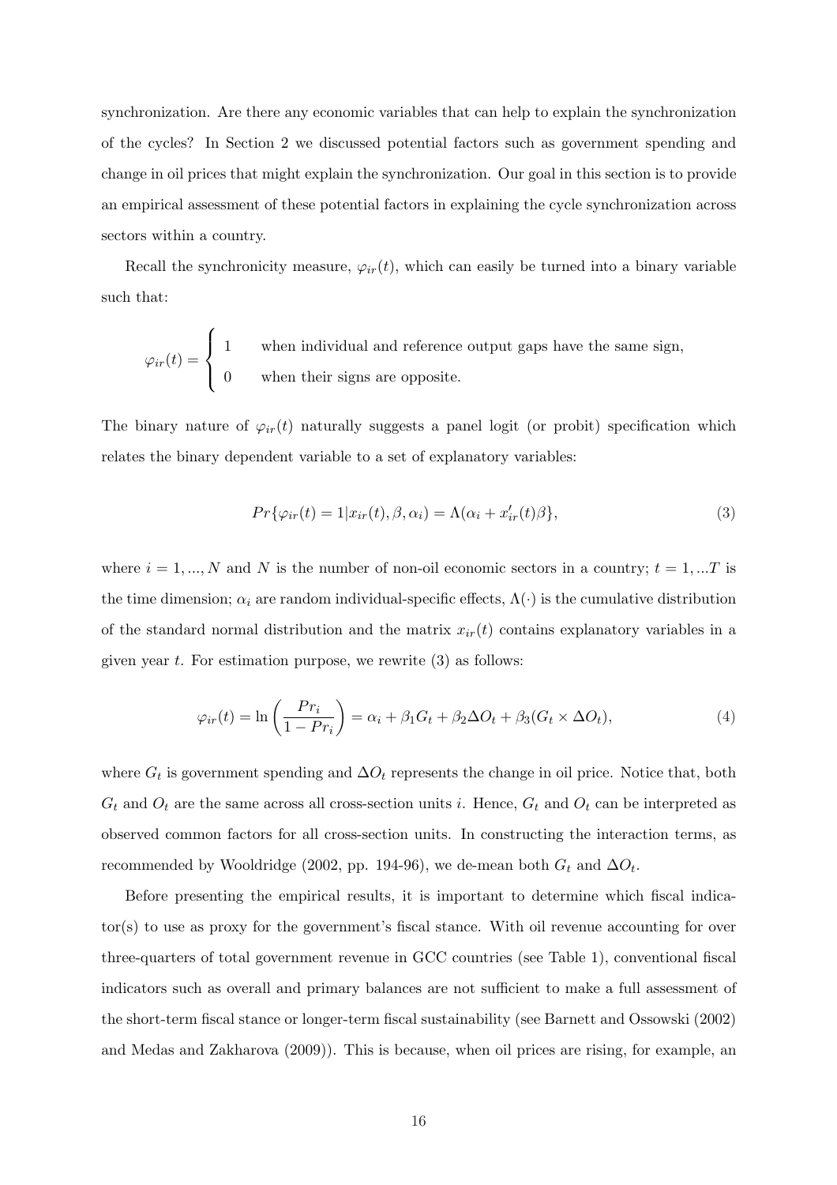synchronization. Are there any economic variables that can help to explain the synchronization of the cycles? In Section 2 we discussed potential factors such as government spending and change in oil prices that might explain the synchronization. Our goal in this section is to provide an empirical assessment of these potential factors in explaining the cycle synchronization across sectors within a country.

Recall the synchronicity measure, $\varphi_{ir}(t)$, which can easily be turned into a binary variable such that:

$$\varphi_{ir}(t) = \begin{cases} 1 & \text{when individual and reference output gaps have the same sign,} \\ 0 & \text{when their signs are opposite.} \end{cases}$$

The binary nature of $\varphi_{ir}(t)$ naturally suggests a panel logit (or probit) specification which relates the binary dependent variable to a set of explanatory variables:

$$Pr\{\varphi_{ir}(t) = 1 | x_{ir}(t), \beta, \alpha_i) = \Lambda(\alpha_i + x'_{ir}(t)\beta\}, \tag{3}$$

where $i = 1, ..., N$ and $N$ is the number of non-oil economic sectors in a country; $t = 1, ...T$ is the time dimension; $\alpha_i$ are random individual-specific effects, $\Lambda(\cdot)$ is the cumulative distribution of the standard normal distribution and the matrix $x_{ir}(t)$ contains explanatory variables in a given year $t$. For estimation purpose, we rewrite (3) as follows:

$$\varphi_{ir}(t) = \ln\left(\frac{Pr_i}{1 - Pr_i}\right) = \alpha_i + \beta_1 G_t + \beta_2 \Delta O_t + \beta_3 (G_t \times \Delta O_t), \tag{4}$$

where $G_t$ is government spending and $\Delta O_t$ represents the change in oil price. Notice that, both $G_t$ and $O_t$ are the same across all cross-section units $i$. Hence, $G_t$ and $O_t$ can be interpreted as observed common factors for all cross-section units. In constructing the interaction terms, as recommended by Wooldridge (2002, pp. 194-96), we de-mean both $G_t$ and $\Delta O_t$.

Before presenting the empirical results, it is important to determine which fiscal indicator(s) to use as proxy for the government's fiscal stance. With oil revenue accounting for over three-quarters of total government revenue in GCC countries (see Table 1), conventional fiscal indicators such as overall and primary balances are not sufficient to make a full assessment of the short-term fiscal stance or longer-term fiscal sustainability (see Barnett and Ossowski (2002) and Medas and Zakharova (2009)). This is because, when oil prices are rising, for example, an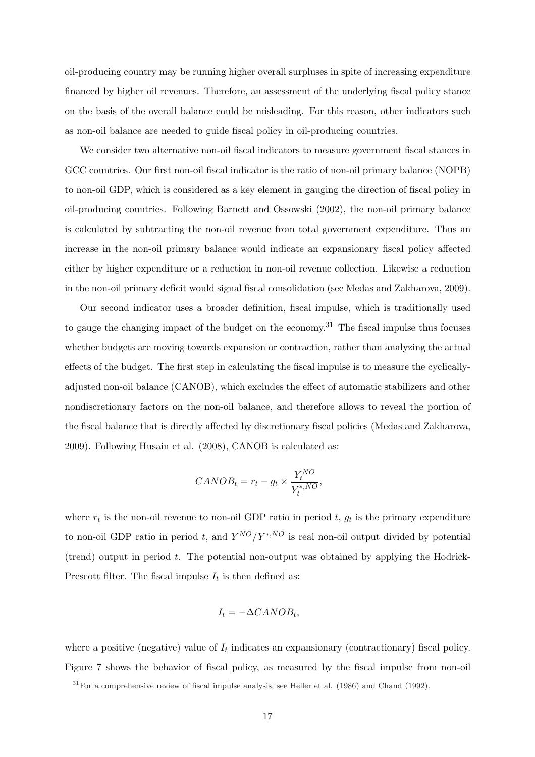oil-producing country may be running higher overall surpluses in spite of increasing expenditure financed by higher oil revenues. Therefore, an assessment of the underlying fiscal policy stance on the basis of the overall balance could be misleading. For this reason, other indicators such as non-oil balance are needed to guide fiscal policy in oil-producing countries.

We consider two alternative non-oil fiscal indicators to measure government fiscal stances in GCC countries. Our first non-oil fiscal indicator is the ratio of non-oil primary balance (NOPB) to non-oil GDP, which is considered as a key element in gauging the direction of fiscal policy in oil-producing countries. Following Barnett and Ossowski (2002), the non-oil primary balance is calculated by subtracting the non-oil revenue from total government expenditure. Thus an increase in the non-oil primary balance would indicate an expansionary fiscal policy affected either by higher expenditure or a reduction in non-oil revenue collection. Likewise a reduction in the non-oil primary deficit would signal fiscal consolidation (see Medas and Zakharova, 2009).

Our second indicator uses a broader definition, fiscal impulse, which is traditionally used to gauge the changing impact of the budget on the economy.[31] The fiscal impulse thus focuses whether budgets are moving towards expansion or contraction, rather than analyzing the actual effects of the budget. The first step in calculating the fiscal impulse is to measure the cyclically-adjusted non-oil balance (CANOB), which excludes the effect of automatic stabilizers and other nondiscretionary factors on the non-oil balance, and therefore allows to reveal the portion of the fiscal balance that is directly affected by discretionary fiscal policies (Medas and Zakharova, 2009). Following Husain et al. (2008), CANOB is calculated as:

$$CANOB_t = r_t - g_t \times \frac{Y_t^{NO}}{Y_t^{*,NO}},$$

where $r_t$ is the non-oil revenue to non-oil GDP ratio in period $t$, $g_t$ is the primary expenditure to non-oil GDP ratio in period $t$, and $Y^{NO}/Y^{*,NO}$ is real non-oil output divided by potential (trend) output in period $t$. The potential non-output was obtained by applying the Hodrick-Prescott filter. The fiscal impulse $I_t$ is then defined as:

$$I_t = -\Delta CANOB_t,$$

where a positive (negative) value of $I_t$ indicates an expansionary (contractionary) fiscal policy. Figure 7 shows the behavior of fiscal policy, as measured by the fiscal impulse from non-oil

[31] For a comprehensive review of fiscal impulse analysis, see Heller et al. (1986) and Chand (1992).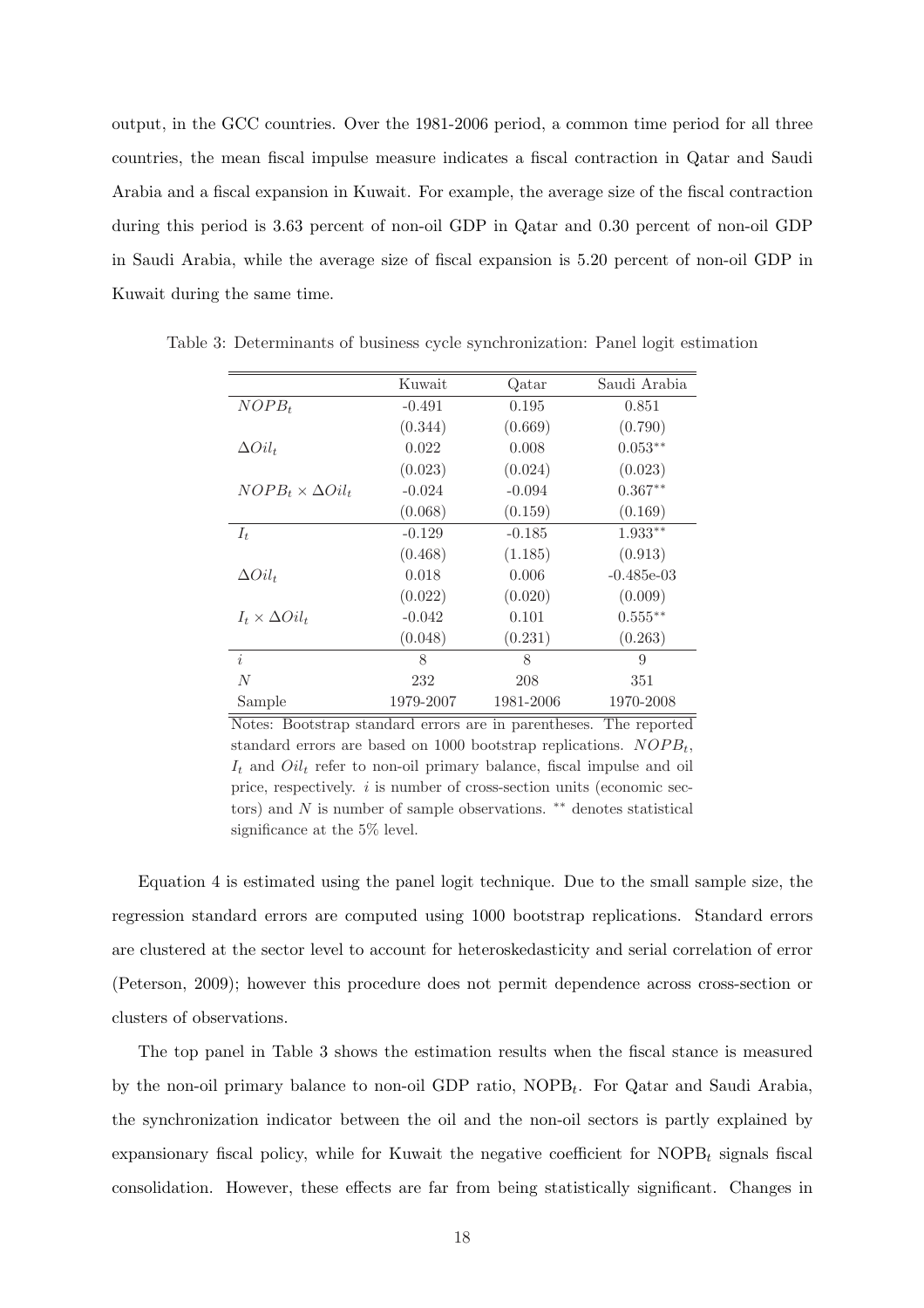output, in the GCC countries. Over the 1981-2006 period, a common time period for all three countries, the mean fiscal impulse measure indicates a fiscal contraction in Qatar and Saudi Arabia and a fiscal expansion in Kuwait. For example, the average size of the fiscal contraction during this period is 3.63 percent of non-oil GDP in Qatar and 0.30 percent of non-oil GDP in Saudi Arabia, while the average size of fiscal expansion is 5.20 percent of non-oil GDP in Kuwait during the same time.

Table 3: Determinants of business cycle synchronization: Panel logit estimation

| | Kuwait | Qatar | Saudi Arabia |
|---|---|---|---|
| $NOPB_t$ | -0.491 | 0.195 | 0.851 |
| | (0.344) | (0.669) | (0.790) |
| $\Delta Oil_t$ | 0.022 | 0.008 | $0.053^{**}$ |
| | (0.023) | (0.024) | (0.023) |
| $NOPB_t \times \Delta Oil_t$ | -0.024 | -0.094 | $0.367^{**}$ |
| | (0.068) | (0.159) | (0.169) |
| $I_t$ | -0.129 | -0.185 | $1.933^{**}$ |
| | (0.468) | (1.185) | (0.913) |
| $\Delta Oil_t$ | 0.018 | 0.006 | -0.485e-03 |
| | (0.022) | (0.020) | (0.009) |
| $I_t \times \Delta Oil_t$ | -0.042 | 0.101 | $0.555^{**}$ |
| | (0.048) | (0.231) | (0.263) |
| $i$ | 8 | 8 | 9 |
| $N$ | 232 | 208 | 351 |
| Sample | 1979-2007 | 1981-2006 | 1970-2008 |

Notes: Bootstrap standard errors are in parentheses. The reported standard errors are based on 1000 bootstrap replications. $NOPB_t$, $I_t$ and $Oil_t$ refer to non-oil primary balance, fiscal impulse and oil price, respectively. $i$ is number of cross-section units (economic sectors) and $N$ is number of sample observations. $^{**}$ denotes statistical significance at the 5% level.

Equation 4 is estimated using the panel logit technique. Due to the small sample size, the regression standard errors are computed using 1000 bootstrap replications. Standard errors are clustered at the sector level to account for heteroskedasticity and serial correlation of error (Peterson, 2009); however this procedure does not permit dependence across cross-section or clusters of observations.

The top panel in Table 3 shows the estimation results when the fiscal stance is measured by the non-oil primary balance to non-oil GDP ratio, $\text{NOPB}_t$. For Qatar and Saudi Arabia, the synchronization indicator between the oil and the non-oil sectors is partly explained by expansionary fiscal policy, while for Kuwait the negative coefficient for $\text{NOPB}_t$ signals fiscal consolidation. However, these effects are far from being statistically significant. Changes in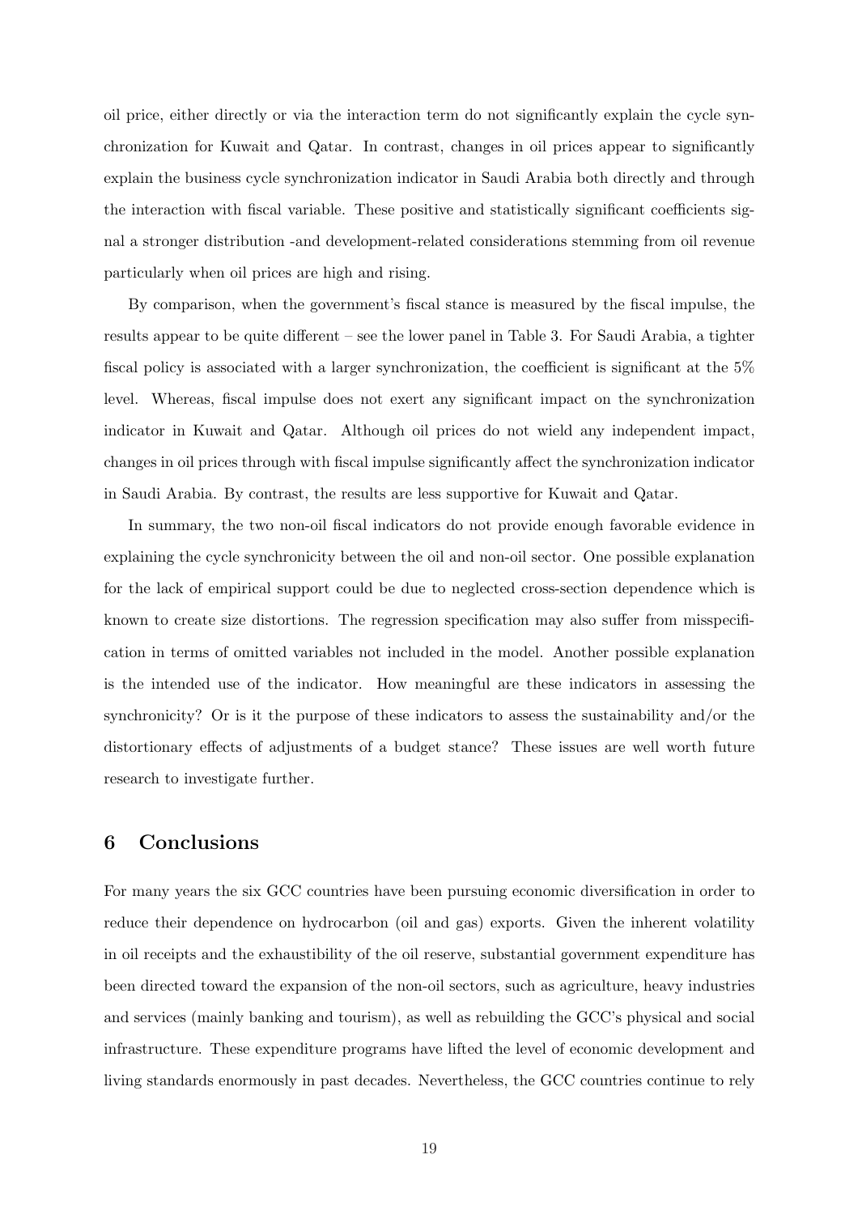oil price, either directly or via the interaction term do not significantly explain the cycle synchronization for Kuwait and Qatar. In contrast, changes in oil prices appear to significantly explain the business cycle synchronization indicator in Saudi Arabia both directly and through the interaction with fiscal variable. These positive and statistically significant coefficients signal a stronger distribution -and development-related considerations stemming from oil revenue particularly when oil prices are high and rising.

By comparison, when the government's fiscal stance is measured by the fiscal impulse, the results appear to be quite different – see the lower panel in Table 3. For Saudi Arabia, a tighter fiscal policy is associated with a larger synchronization, the coefficient is significant at the 5% level. Whereas, fiscal impulse does not exert any significant impact on the synchronization indicator in Kuwait and Qatar. Although oil prices do not wield any independent impact, changes in oil prices through with fiscal impulse significantly affect the synchronization indicator in Saudi Arabia. By contrast, the results are less supportive for Kuwait and Qatar.

In summary, the two non-oil fiscal indicators do not provide enough favorable evidence in explaining the cycle synchronicity between the oil and non-oil sector. One possible explanation for the lack of empirical support could be due to neglected cross-section dependence which is known to create size distortions. The regression specification may also suffer from misspecification in terms of omitted variables not included in the model. Another possible explanation is the intended use of the indicator. How meaningful are these indicators in assessing the synchronicity? Or is it the purpose of these indicators to assess the sustainability and/or the distortionary effects of adjustments of a budget stance? These issues are well worth future research to investigate further.

## 6 Conclusions

For many years the six GCC countries have been pursuing economic diversification in order to reduce their dependence on hydrocarbon (oil and gas) exports. Given the inherent volatility in oil receipts and the exhaustibility of the oil reserve, substantial government expenditure has been directed toward the expansion of the non-oil sectors, such as agriculture, heavy industries and services (mainly banking and tourism), as well as rebuilding the GCC's physical and social infrastructure. These expenditure programs have lifted the level of economic development and living standards enormously in past decades. Nevertheless, the GCC countries continue to rely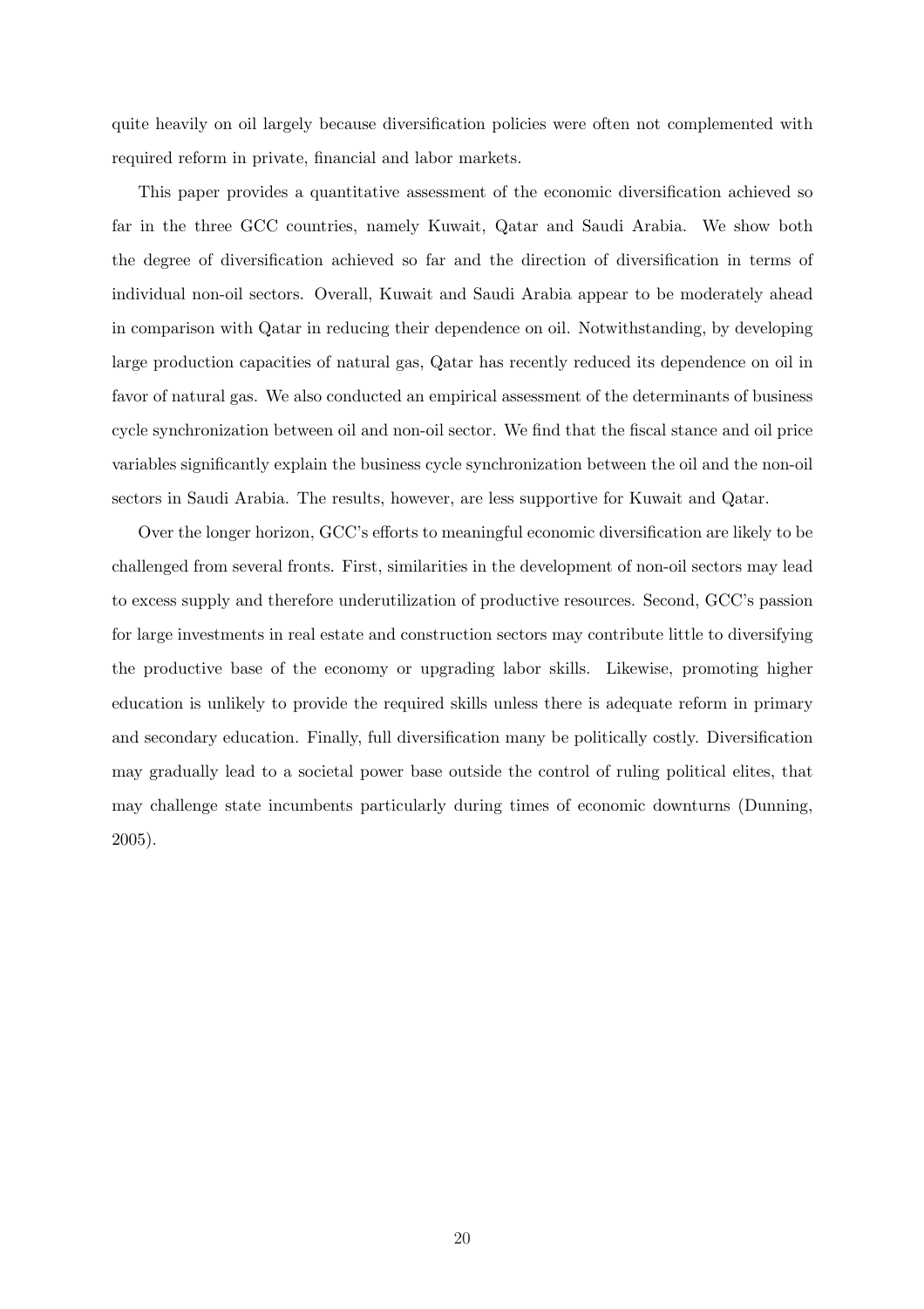quite heavily on oil largely because diversification policies were often not complemented with required reform in private, financial and labor markets.

This paper provides a quantitative assessment of the economic diversification achieved so far in the three GCC countries, namely Kuwait, Qatar and Saudi Arabia. We show both the degree of diversification achieved so far and the direction of diversification in terms of individual non-oil sectors. Overall, Kuwait and Saudi Arabia appear to be moderately ahead in comparison with Qatar in reducing their dependence on oil. Notwithstanding, by developing large production capacities of natural gas, Qatar has recently reduced its dependence on oil in favor of natural gas. We also conducted an empirical assessment of the determinants of business cycle synchronization between oil and non-oil sector. We find that the fiscal stance and oil price variables significantly explain the business cycle synchronization between the oil and the non-oil sectors in Saudi Arabia. The results, however, are less supportive for Kuwait and Qatar.

Over the longer horizon, GCC's efforts to meaningful economic diversification are likely to be challenged from several fronts. First, similarities in the development of non-oil sectors may lead to excess supply and therefore underutilization of productive resources. Second, GCC's passion for large investments in real estate and construction sectors may contribute little to diversifying the productive base of the economy or upgrading labor skills. Likewise, promoting higher education is unlikely to provide the required skills unless there is adequate reform in primary and secondary education. Finally, full diversification many be politically costly. Diversification may gradually lead to a societal power base outside the control of ruling political elites, that may challenge state incumbents particularly during times of economic downturns (Dunning, 2005).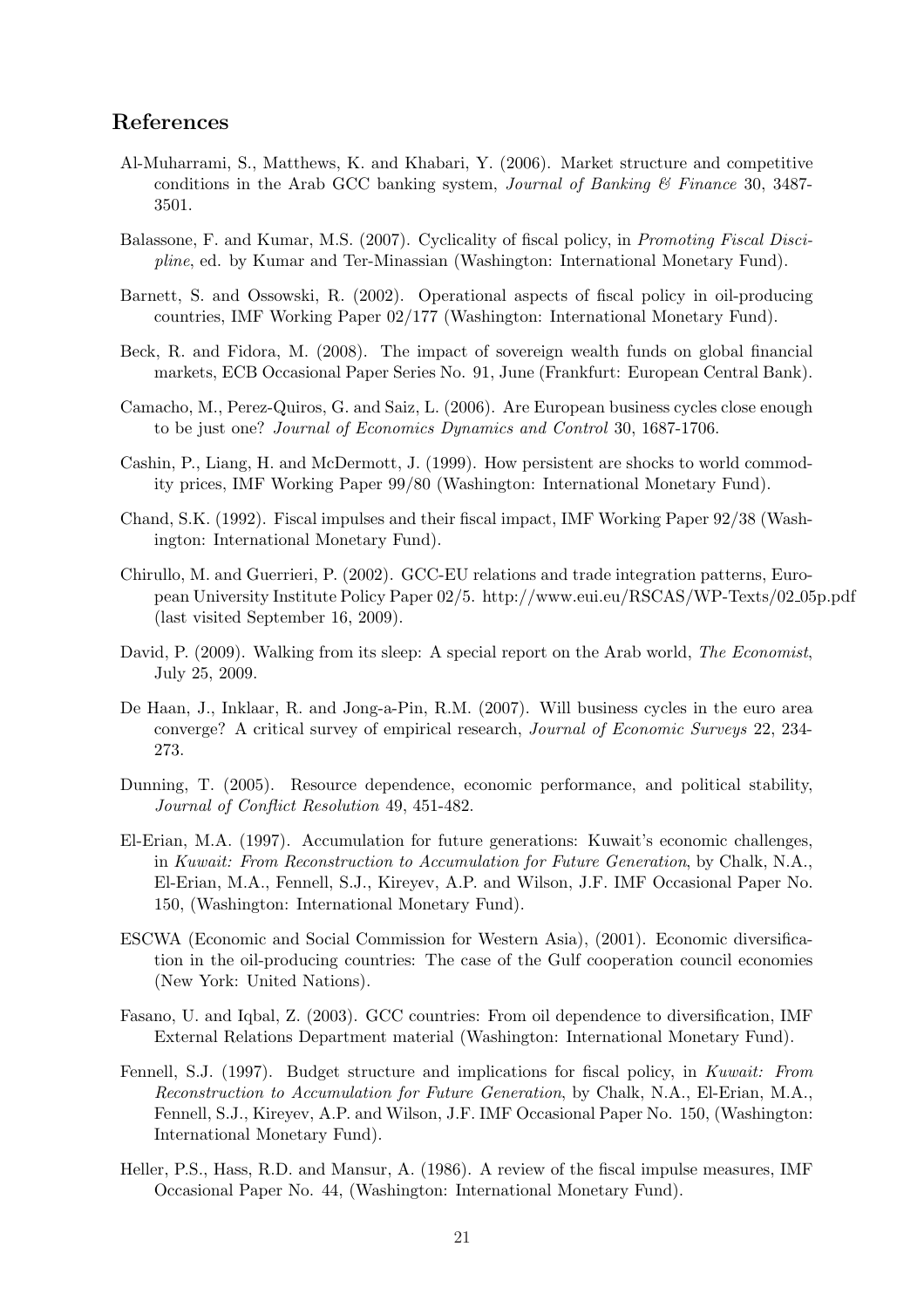## References

Al-Muharrami, S., Matthews, K. and Khabari, Y. (2006). Market structure and competitive conditions in the Arab GCC banking system, *Journal of Banking & Finance* 30, 3487-3501.

Balassone, F. and Kumar, M.S. (2007). Cyclicality of fiscal policy, in *Promoting Fiscal Discipline*, ed. by Kumar and Ter-Minassian (Washington: International Monetary Fund).

Barnett, S. and Ossowski, R. (2002). Operational aspects of fiscal policy in oil-producing countries, IMF Working Paper 02/177 (Washington: International Monetary Fund).

Beck, R. and Fidora, M. (2008). The impact of sovereign wealth funds on global financial markets, ECB Occasional Paper Series No. 91, June (Frankfurt: European Central Bank).

Camacho, M., Perez-Quiros, G. and Saiz, L. (2006). Are European business cycles close enough to be just one? *Journal of Economics Dynamics and Control* 30, 1687-1706.

Cashin, P., Liang, H. and McDermott, J. (1999). How persistent are shocks to world commodity prices, IMF Working Paper 99/80 (Washington: International Monetary Fund).

Chand, S.K. (1992). Fiscal impulses and their fiscal impact, IMF Working Paper 92/38 (Washington: International Monetary Fund).

Chirullo, M. and Guerrieri, P. (2002). GCC-EU relations and trade integration patterns, European University Institute Policy Paper 02/5. http://www.eui.eu/RSCAS/WP-Texts/02_05p.pdf (last visited September 16, 2009).

David, P. (2009). Walking from its sleep: A special report on the Arab world, *The Economist*, July 25, 2009.

De Haan, J., Inklaar, R. and Jong-a-Pin, R.M. (2007). Will business cycles in the euro area converge? A critical survey of empirical research, *Journal of Economic Surveys* 22, 234-273.

Dunning, T. (2005). Resource dependence, economic performance, and political stability, *Journal of Conflict Resolution* 49, 451-482.

El-Erian, M.A. (1997). Accumulation for future generations: Kuwait's economic challenges, in *Kuwait: From Reconstruction to Accumulation for Future Generation*, by Chalk, N.A., El-Erian, M.A., Fennell, S.J., Kireyev, A.P. and Wilson, J.F. IMF Occasional Paper No. 150, (Washington: International Monetary Fund).

ESCWA (Economic and Social Commission for Western Asia), (2001). Economic diversification in the oil-producing countries: The case of the Gulf cooperation council economies (New York: United Nations).

Fasano, U. and Iqbal, Z. (2003). GCC countries: From oil dependence to diversification, IMF External Relations Department material (Washington: International Monetary Fund).

Fennell, S.J. (1997). Budget structure and implications for fiscal policy, in *Kuwait: From Reconstruction to Accumulation for Future Generation*, by Chalk, N.A., El-Erian, M.A., Fennell, S.J., Kireyev, A.P. and Wilson, J.F. IMF Occasional Paper No. 150, (Washington: International Monetary Fund).

Heller, P.S., Hass, R.D. and Mansur, A. (1986). A review of the fiscal impulse measures, IMF Occasional Paper No. 44, (Washington: International Monetary Fund).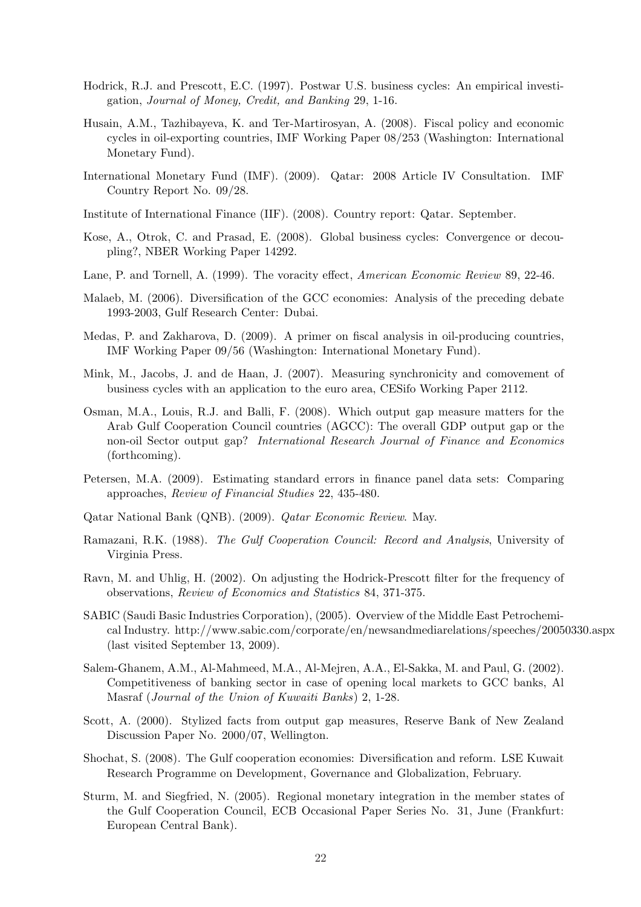Hodrick, R.J. and Prescott, E.C. (1997). Postwar U.S. business cycles: An empirical investigation, *Journal of Money, Credit, and Banking* 29, 1-16.

Husain, A.M., Tazhibayeva, K. and Ter-Martirosyan, A. (2008). Fiscal policy and economic cycles in oil-exporting countries, IMF Working Paper 08/253 (Washington: International Monetary Fund).

International Monetary Fund (IMF). (2009). Qatar: 2008 Article IV Consultation. IMF Country Report No. 09/28.

Institute of International Finance (IIF). (2008). Country report: Qatar. September.

Kose, A., Otrok, C. and Prasad, E. (2008). Global business cycles: Convergence or decoupling?, NBER Working Paper 14292.

Lane, P. and Tornell, A. (1999). The voracity effect, *American Economic Review* 89, 22-46.

Malaeb, M. (2006). Diversification of the GCC economies: Analysis of the preceding debate 1993-2003, Gulf Research Center: Dubai.

Medas, P. and Zakharova, D. (2009). A primer on fiscal analysis in oil-producing countries, IMF Working Paper 09/56 (Washington: International Monetary Fund).

Mink, M., Jacobs, J. and de Haan, J. (2007). Measuring synchronicity and comovement of business cycles with an application to the euro area, CESifo Working Paper 2112.

Osman, M.A., Louis, R.J. and Balli, F. (2008). Which output gap measure matters for the Arab Gulf Cooperation Council countries (AGCC): The overall GDP output gap or the non-oil Sector output gap? *International Research Journal of Finance and Economics* (forthcoming).

Petersen, M.A. (2009). Estimating standard errors in finance panel data sets: Comparing approaches, *Review of Financial Studies* 22, 435-480.

Qatar National Bank (QNB). (2009). *Qatar Economic Review*. May.

Ramazani, R.K. (1988). *The Gulf Cooperation Council: Record and Analysis*, University of Virginia Press.

Ravn, M. and Uhlig, H. (2002). On adjusting the Hodrick-Prescott filter for the frequency of observations, *Review of Economics and Statistics* 84, 371-375.

SABIC (Saudi Basic Industries Corporation), (2005). Overview of the Middle East Petrochemical Industry. http://www.sabic.com/corporate/en/newsandmediarelations/speeches/20050330.aspx (last visited September 13, 2009).

Salem-Ghanem, A.M., Al-Mahmeed, M.A., Al-Mejren, A.A., El-Sakka, M. and Paul, G. (2002). Competitiveness of banking sector in case of opening local markets to GCC banks, Al Masraf (*Journal of the Union of Kuwaiti Banks*) 2, 1-28.

Scott, A. (2000). Stylized facts from output gap measures, Reserve Bank of New Zealand Discussion Paper No. 2000/07, Wellington.

Shochat, S. (2008). The Gulf cooperation economies: Diversification and reform. LSE Kuwait Research Programme on Development, Governance and Globalization, February.

Sturm, M. and Siegfried, N. (2005). Regional monetary integration in the member states of the Gulf Cooperation Council, ECB Occasional Paper Series No. 31, June (Frankfurt: European Central Bank).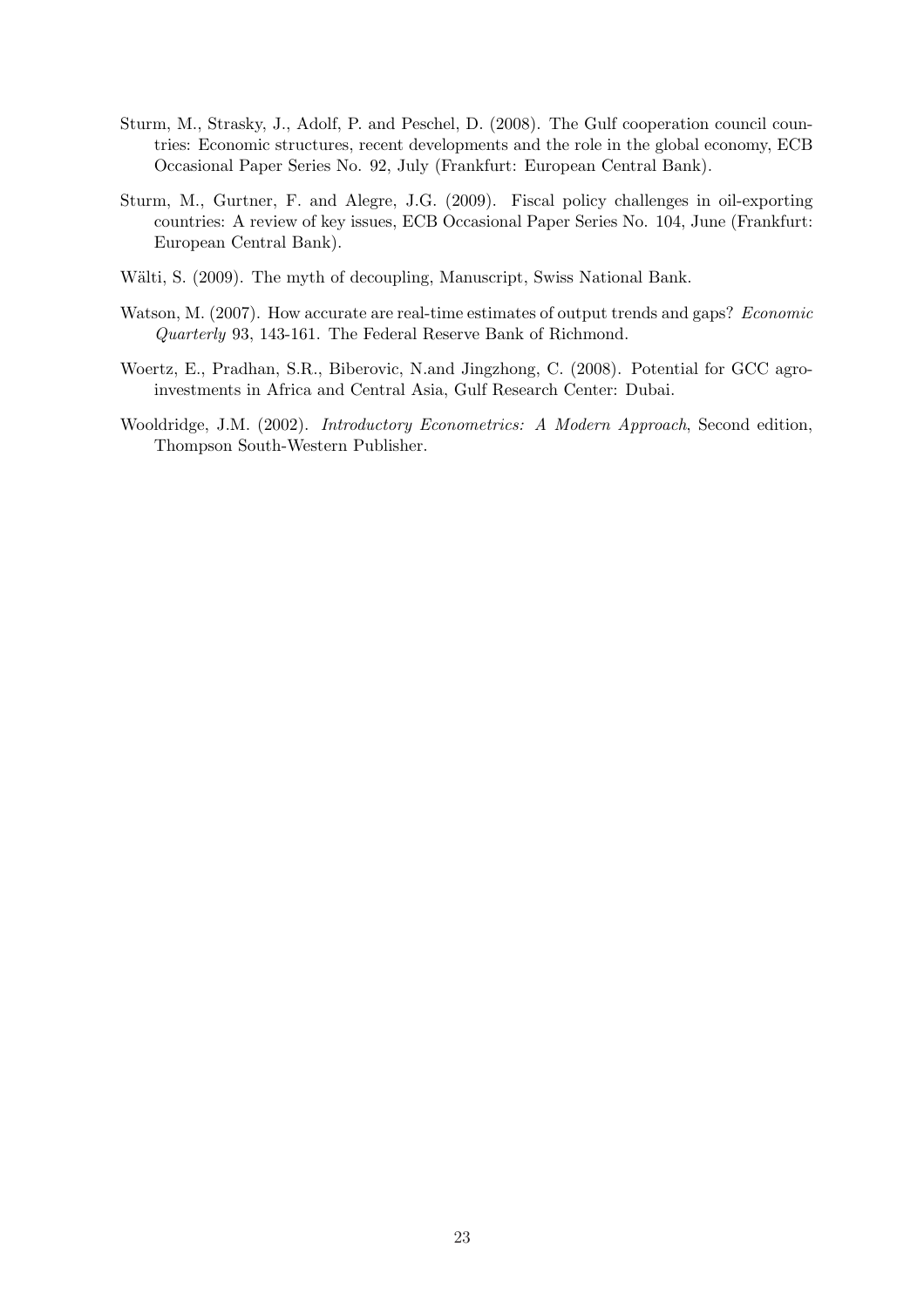Sturm, M., Strasky, J., Adolf, P. and Peschel, D. (2008). The Gulf cooperation council countries: Economic structures, recent developments and the role in the global economy, ECB Occasional Paper Series No. 92, July (Frankfurt: European Central Bank).

Sturm, M., Gurtner, F. and Alegre, J.G. (2009). Fiscal policy challenges in oil-exporting countries: A review of key issues, ECB Occasional Paper Series No. 104, June (Frankfurt: European Central Bank).

Wälti, S. (2009). The myth of decoupling, Manuscript, Swiss National Bank.

Watson, M. (2007). How accurate are real-time estimates of output trends and gaps? *Economic Quarterly* 93, 143-161. The Federal Reserve Bank of Richmond.

Woertz, E., Pradhan, S.R., Biberovic, N.and Jingzhong, C. (2008). Potential for GCC agro-investments in Africa and Central Asia, Gulf Research Center: Dubai.

Wooldridge, J.M. (2002). *Introductory Econometrics: A Modern Approach*, Second edition, Thompson South-Western Publisher.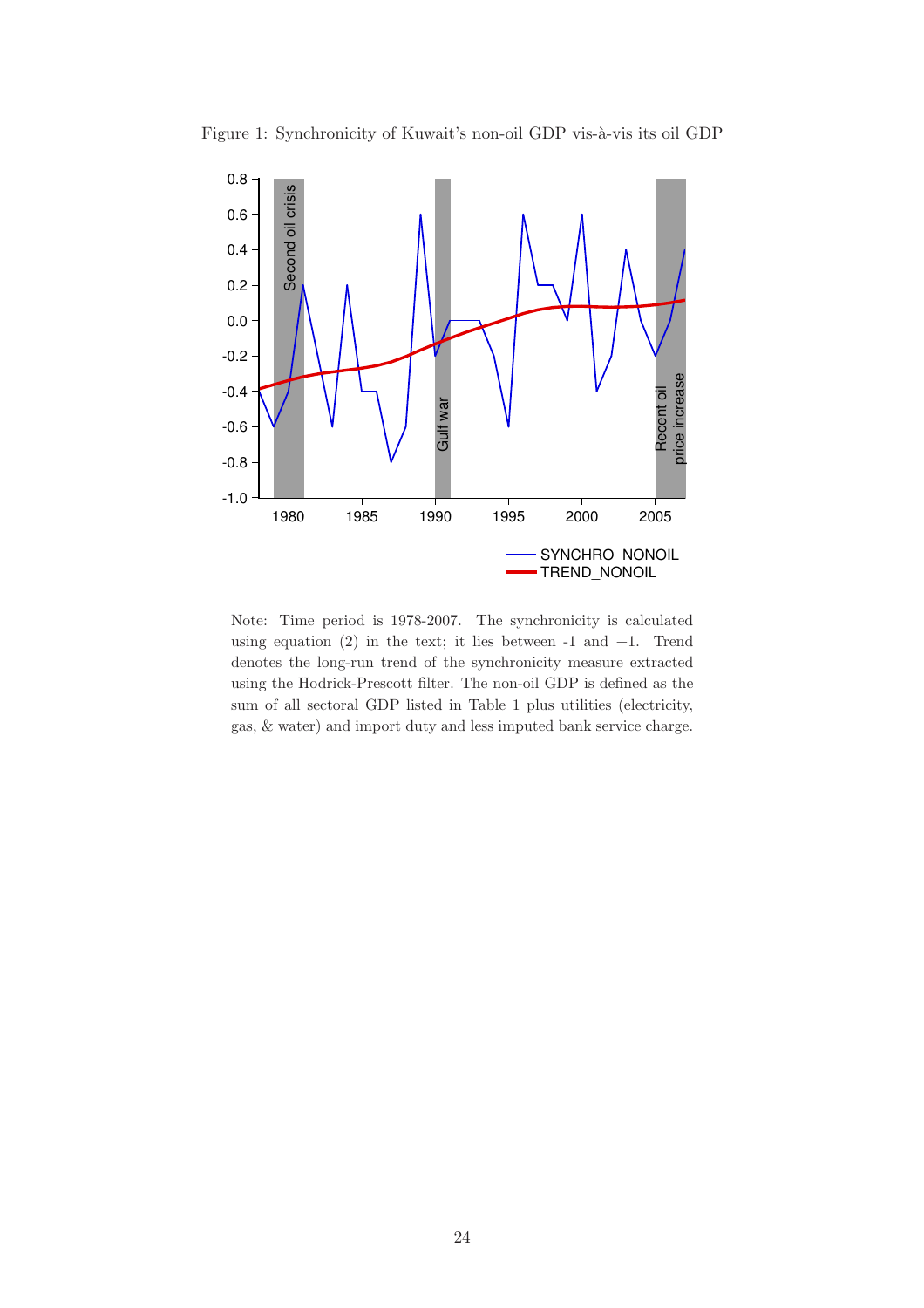Figure 1: Synchronicity of Kuwait's non-oil GDP vis-à-vis its oil GDP

Note: Time period is 1978-2007. The synchronicity is calculated using equation (2) in the text; it lies between -1 and +1. Trend denotes the long-run trend of the synchronicity measure extracted using the Hodrick-Prescott filter. The non-oil GDP is defined as the sum of all sectoral GDP listed in Table 1 plus utilities (electricity, gas, & water) and import duty and less imputed bank service charge.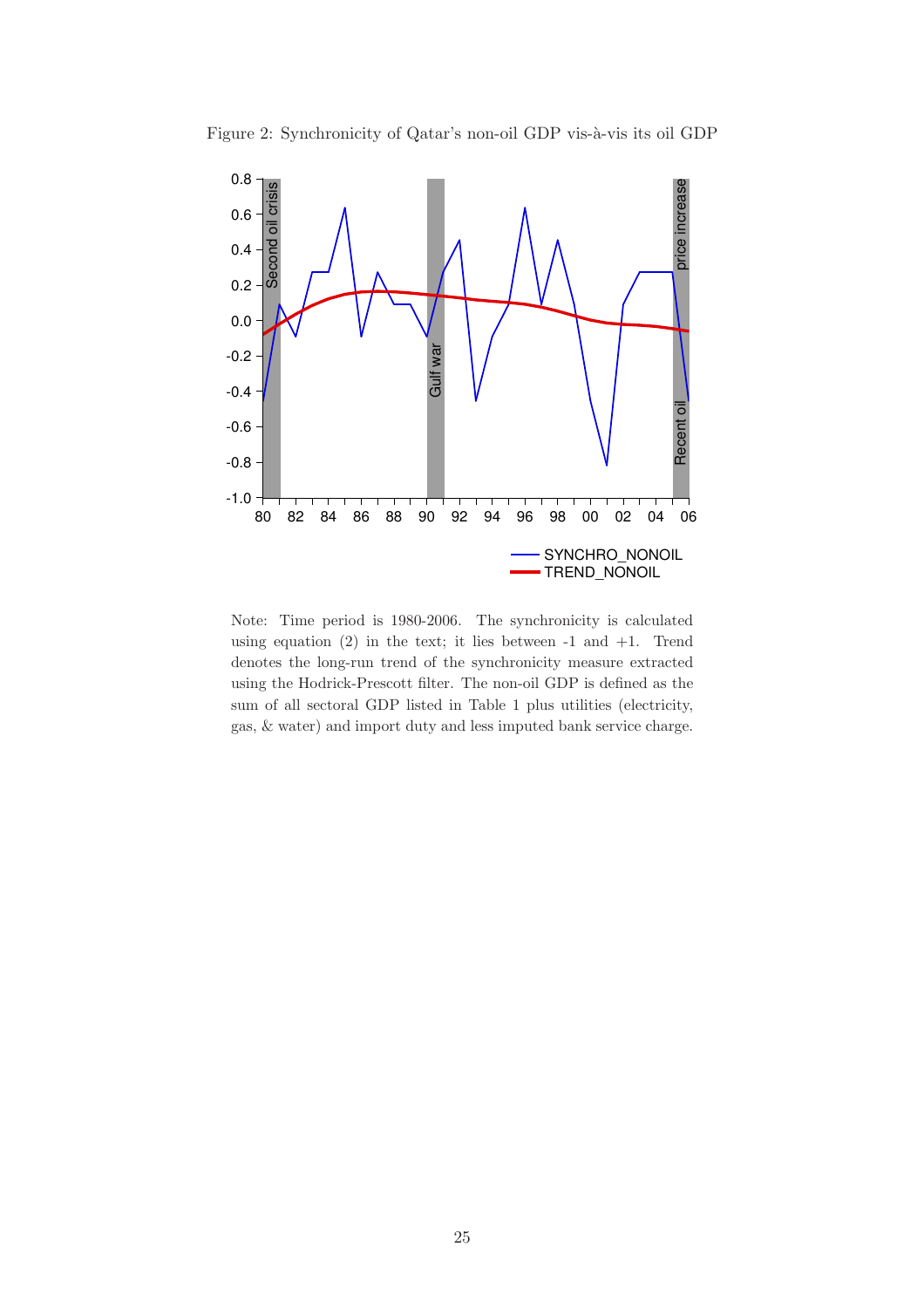Figure 2: Synchronicity of Qatar's non-oil GDP vis-à-vis its oil GDP

Note: Time period is 1980-2006. The synchronicity is calculated using equation (2) in the text; it lies between -1 and +1. Trend denotes the long-run trend of the synchronicity measure extracted using the Hodrick-Prescott filter. The non-oil GDP is defined as the sum of all sectoral GDP listed in Table 1 plus utilities (electricity, gas, & water) and import duty and less imputed bank service charge.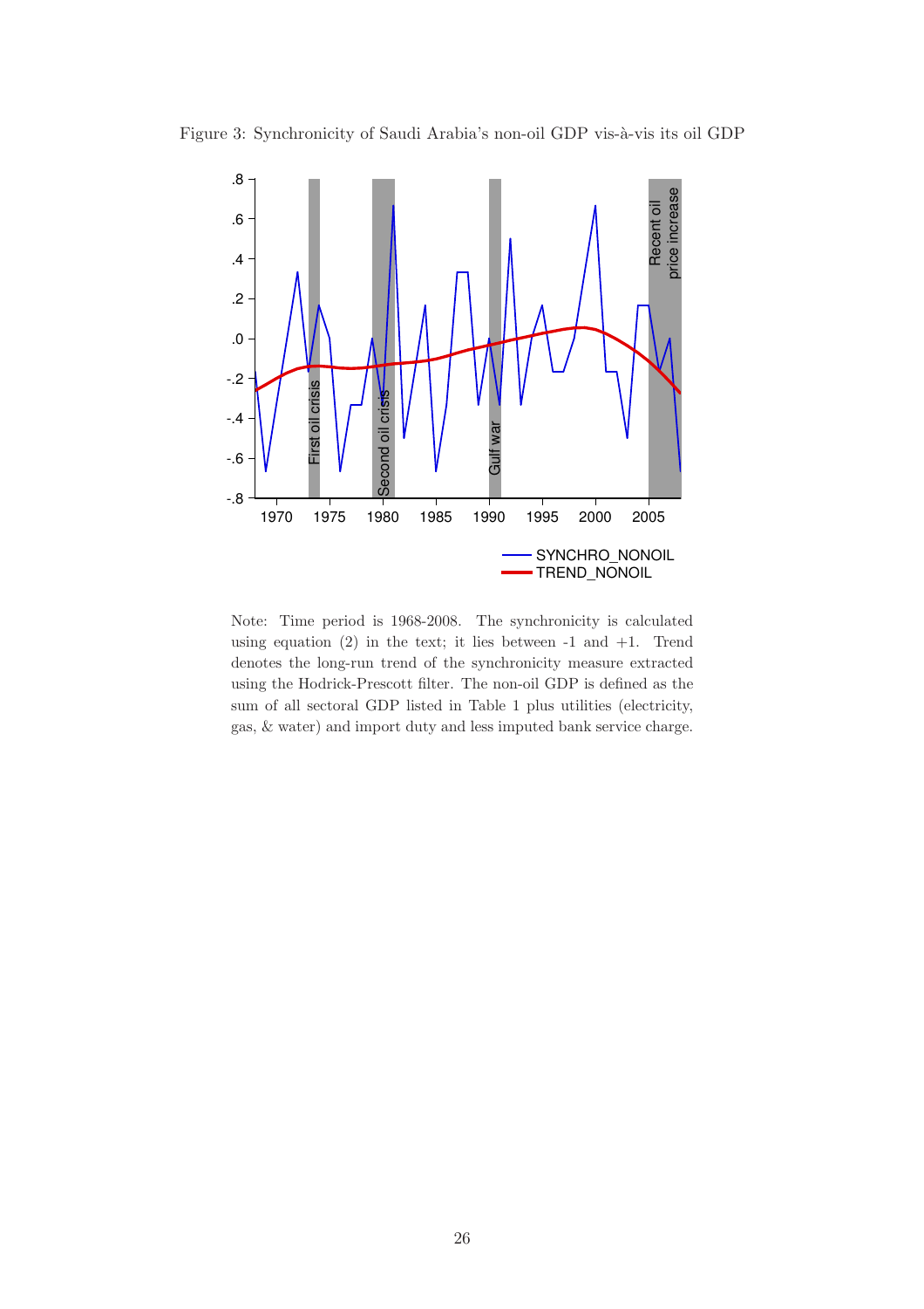Figure 3: Synchronicity of Saudi Arabia's non-oil GDP vis-à-vis its oil GDP

Note: Time period is 1968-2008. The synchronicity is calculated using equation (2) in the text; it lies between -1 and +1. Trend denotes the long-run trend of the synchronicity measure extracted using the Hodrick-Prescott filter. The non-oil GDP is defined as the sum of all sectoral GDP listed in Table 1 plus utilities (electricity, gas, & water) and import duty and less imputed bank service charge.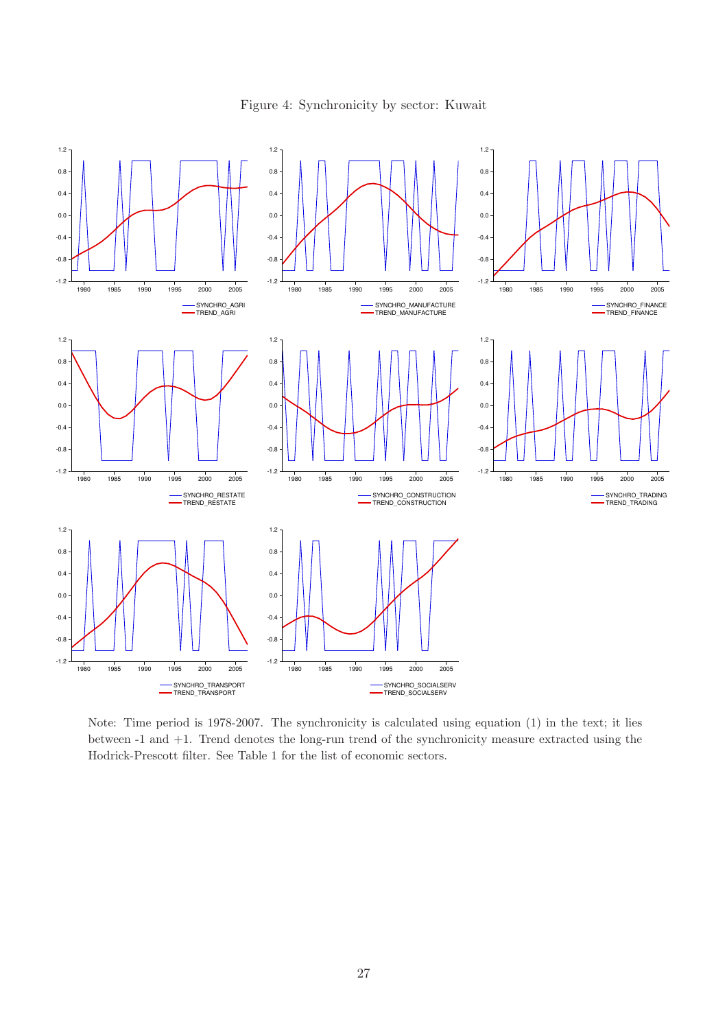Figure 4: Synchronicity by sector: Kuwait

Note: Time period is 1978-2007. The synchronicity is calculated using equation (1) in the text; it lies between -1 and +1. Trend denotes the long-run trend of the synchronicity measure extracted using the Hodrick-Prescott filter. See Table 1 for the list of economic sectors.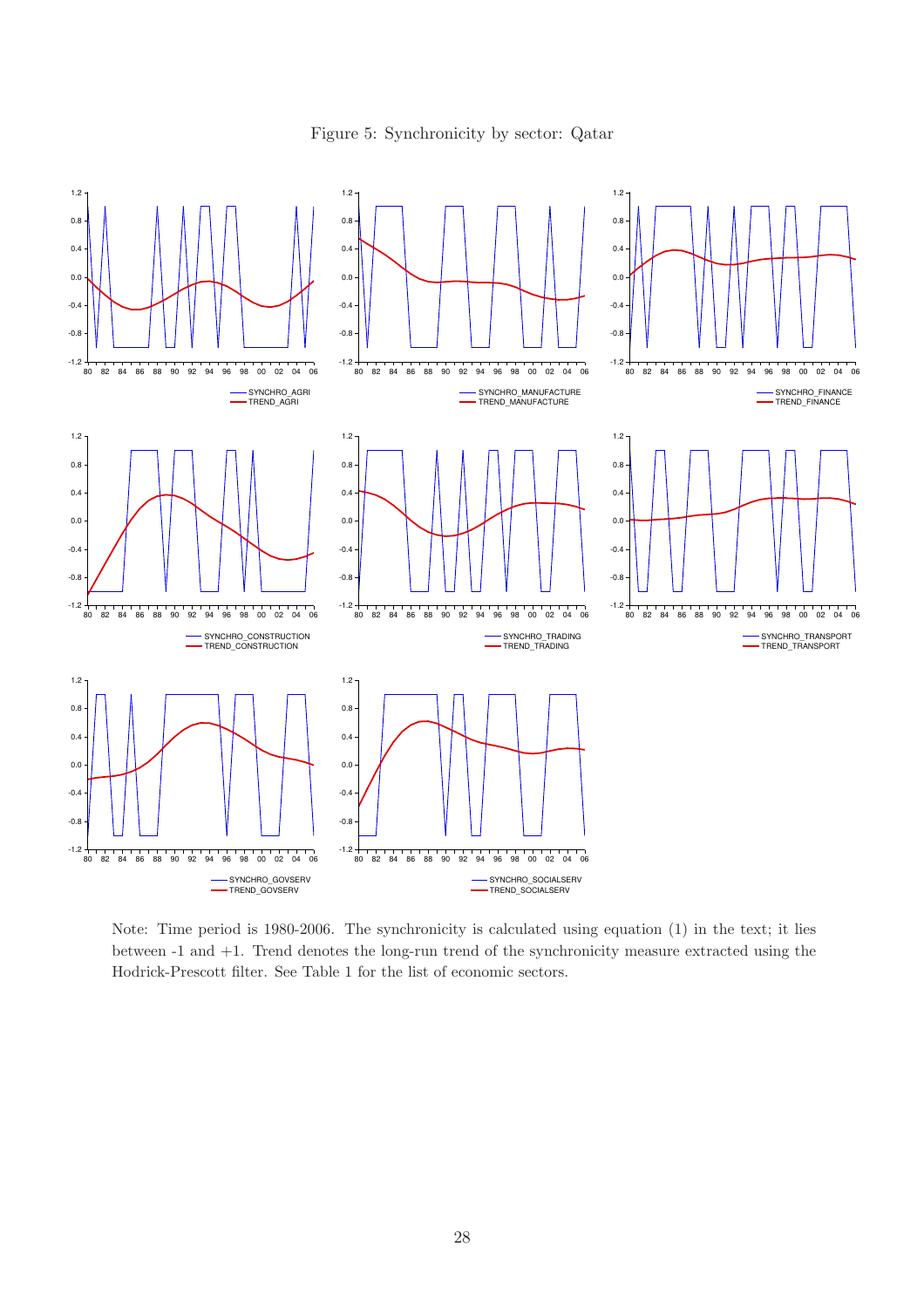Figure 5: Synchronicity by sector: Qatar

Note: Time period is 1980-2006. The synchronicity is calculated using equation (1) in the text; it lies between -1 and +1. Trend denotes the long-run trend of the synchronicity measure extracted using the Hodrick-Prescott filter. See Table 1 for the list of economic sectors.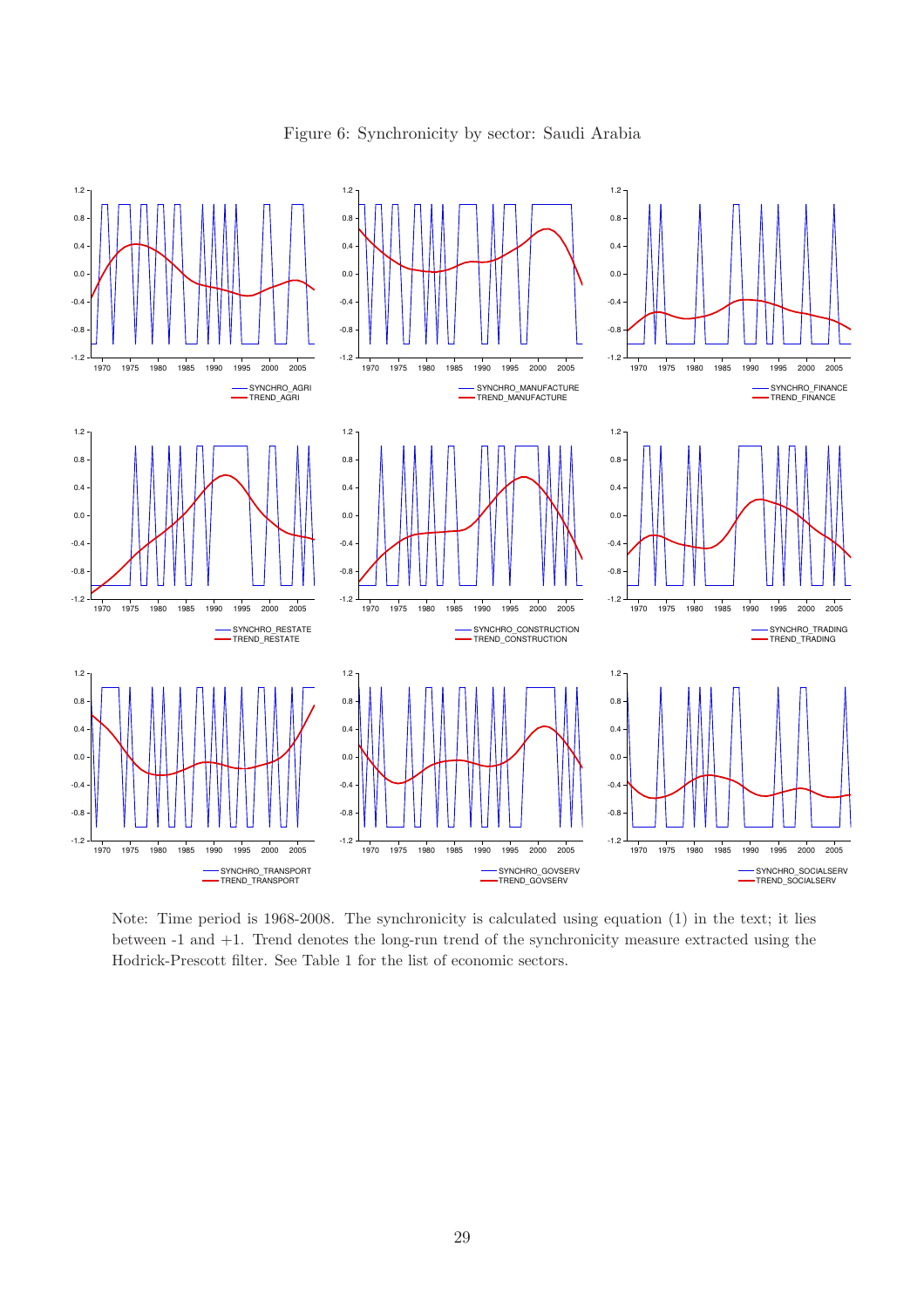Figure 6: Synchronicity by sector: Saudi Arabia

Note: Time period is 1968-2008. The synchronicity is calculated using equation (1) in the text; it lies between -1 and +1. Trend denotes the long-run trend of the synchronicity measure extracted using the Hodrick-Prescott filter. See Table 1 for the list of economic sectors.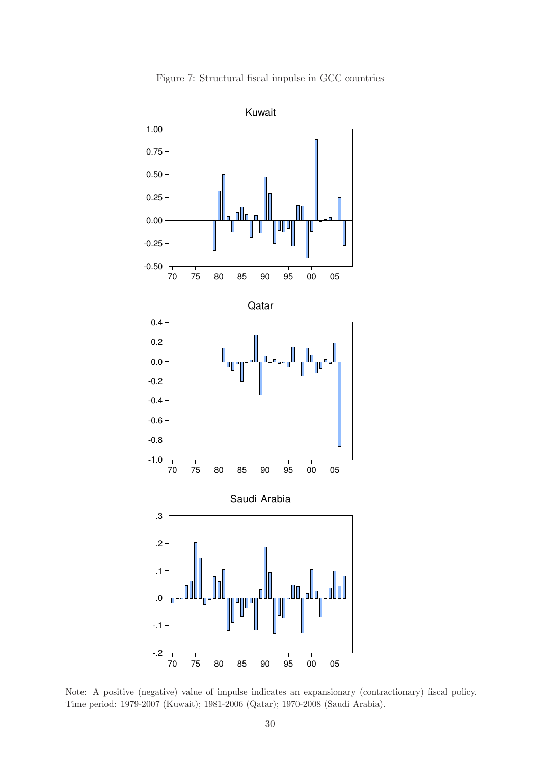Figure 7: Structural fiscal impulse in GCC countries

Kuwait

1.00
0.75
0.50
0.25
0.00
-0.25
-0.50

70 75 80 85 90 95 00 05

Qatar

0.4
0.2
0.0
-0.2
-0.4
-0.6
-0.8
-1.0

70 75 80 85 90 95 00 05

Saudi Arabia

.3
.2
.1
.0
-.1
-.2

70 75 80 85 90 95 00 05

Note: A positive (negative) value of impulse indicates an expansionary (contractionary) fiscal policy. Time period: 1979-2007 (Kuwait); 1981-2006 (Qatar); 1970-2008 (Saudi Arabia).